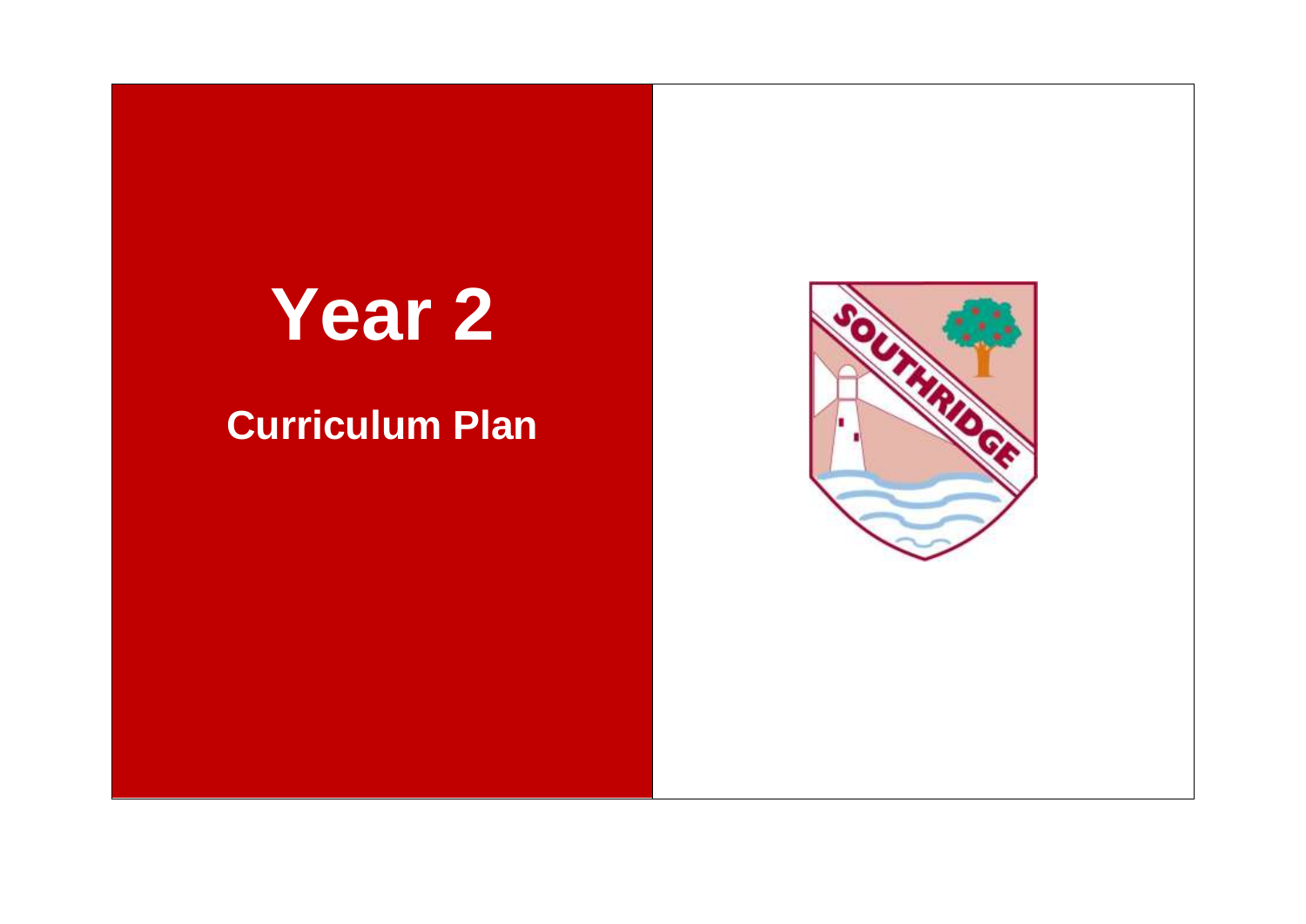# Year 2

## Curriculum Plan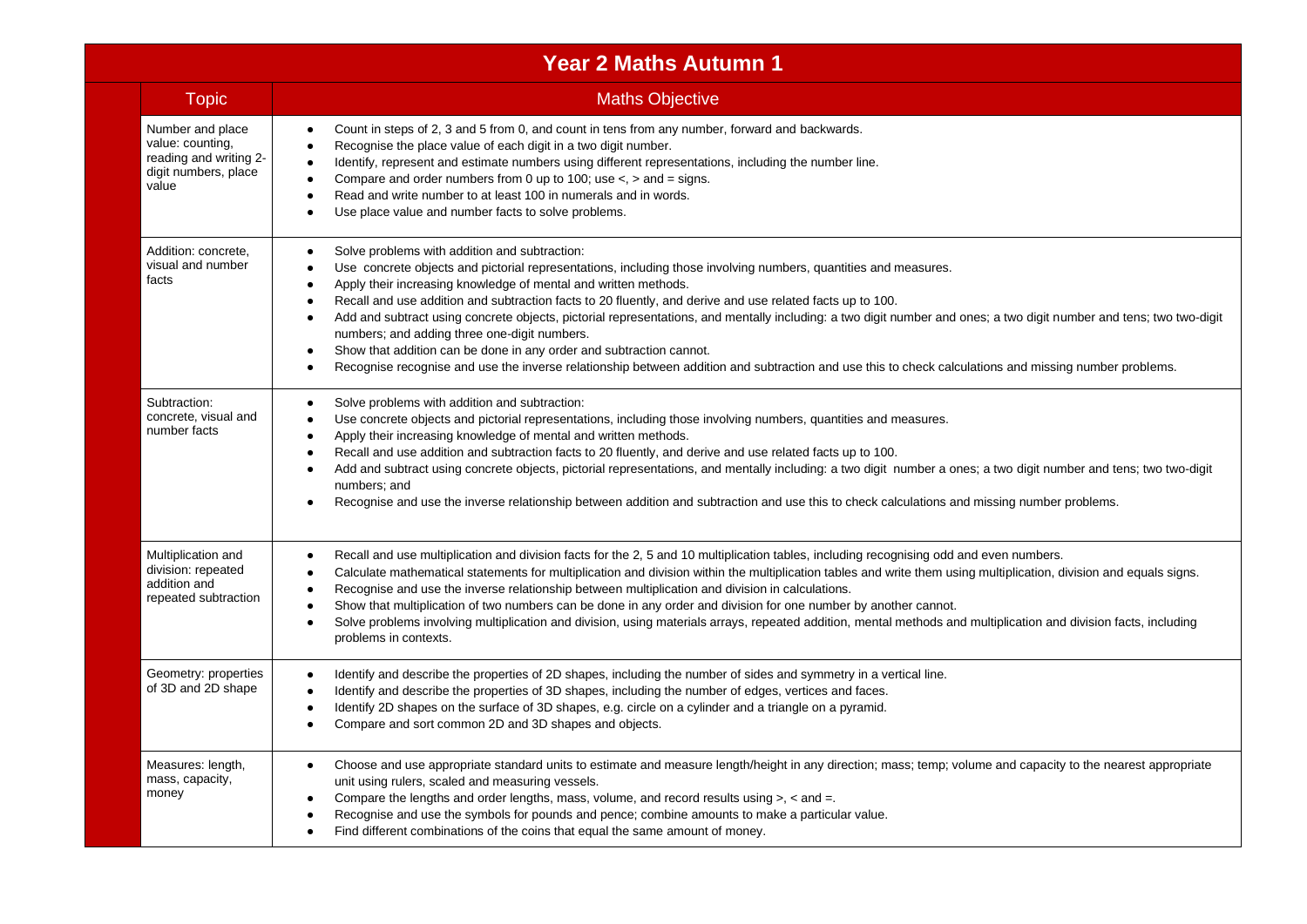# Year 2 Maths Autumn 1

| Topic | Maths Objective |
|---|---|
| Number and place value: counting, reading and writing 2-digit numbers, place value | • Count in steps of 2, 3 and 5 from 0, and count in tens from any number, forward and backwards.<br>• Recognise the place value of each digit in a two digit number.<br>• Identify, represent and estimate numbers using different representations, including the number line.<br>• Compare and order numbers from 0 up to 100; use <, > and = signs.<br>• Read and write number to at least 100 in numerals and in words.<br>• Use place value and number facts to solve problems. |
| Addition: concrete, visual and number facts | • Solve problems with addition and subtraction:<br>• Use concrete objects and pictorial representations, including those involving numbers, quantities and measures.<br>• Apply their increasing knowledge of mental and written methods.<br>• Recall and use addition and subtraction facts to 20 fluently, and derive and use related facts up to 100.<br>• Add and subtract using concrete objects, pictorial representations, and mentally including: a two digit number and ones; a two digit number and tens; two two-digit numbers; and adding three one-digit numbers.<br>• Show that addition can be done in any order and subtraction cannot.<br>• Recognise recognise and use the inverse relationship between addition and subtraction and use this to check calculations and missing number problems. |
| Subtraction: concrete, visual and number facts | • Solve problems with addition and subtraction:<br>• Use concrete objects and pictorial representations, including those involving numbers, quantities and measures.<br>• Apply their increasing knowledge of mental and written methods.<br>• Recall and use addition and subtraction facts to 20 fluently, and derive and use related facts up to 100.<br>• Add and subtract using concrete objects, pictorial representations, and mentally including: a two digit number a ones; a two digit number and tens; two two-digit numbers; and<br>• Recognise and use the inverse relationship between addition and subtraction and use this to check calculations and missing number problems. |
| Multiplication and division: repeated addition and repeated subtraction | • Recall and use multiplication and division facts for the 2, 5 and 10 multiplication tables, including recognising odd and even numbers.<br>• Calculate mathematical statements for multiplication and division within the multiplication tables and write them using multiplication, division and equals signs.<br>• Recognise and use the inverse relationship between multiplication and division in calculations.<br>• Show that multiplication of two numbers can be done in any order and division for one number by another cannot.<br>• Solve problems involving multiplication and division, using materials arrays, repeated addition, mental methods and multiplication and division facts, including problems in contexts. |
| Geometry: properties of 3D and 2D shape | • Identify and describe the properties of 2D shapes, including the number of sides and symmetry in a vertical line.<br>• Identify and describe the properties of 3D shapes, including the number of edges, vertices and faces.<br>• Identify 2D shapes on the surface of 3D shapes, e.g. circle on a cylinder and a triangle on a pyramid.<br>• Compare and sort common 2D and 3D shapes and objects. |
| Measures: length, mass, capacity, money | • Choose and use appropriate standard units to estimate and measure length/height in any direction; mass; temp; volume and capacity to the nearest appropriate unit using rulers, scaled and measuring vessels.<br>• Compare the lengths and order lengths, mass, volume, and record results using >, < and =.<br>• Recognise and use the symbols for pounds and pence; combine amounts to make a particular value.<br>• Find different combinations of the coins that equal the same amount of money. |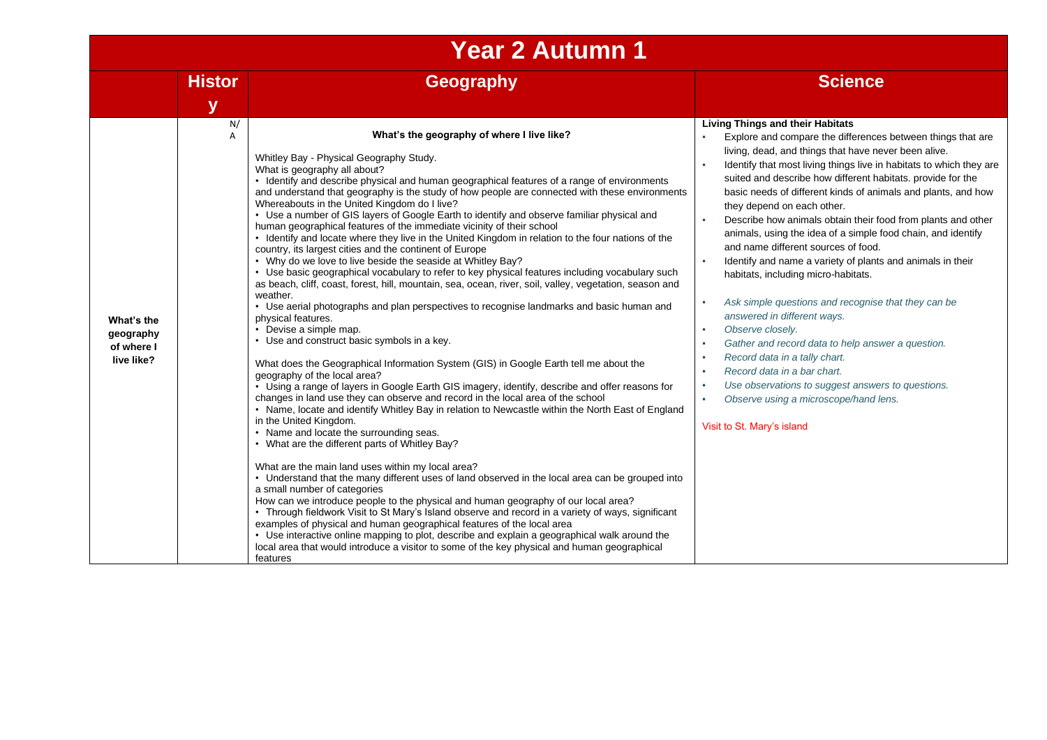# Year 2 Autumn 1

| | History | Geography | Science |
|---|---|---|---|
| **What's the geography of where I live like?** | N/A | **What's the geography of where I live like?**<br><br>Whitley Bay - Physical Geography Study.<br>What is geography all about?<br>• Identify and describe physical and human geographical features of a range of environments and understand that geography is the study of how people are connected with these environments<br>Whereabouts in the United Kingdom do I live?<br>• Use a number of GIS layers of Google Earth to identify and observe familiar physical and human geographical features of the immediate vicinity of their school<br>• Identify and locate where they live in the United Kingdom in relation to the four nations of the country, its largest cities and the continent of Europe<br>• Why do we love to live beside the seaside at Whitley Bay?<br>• Use basic geographical vocabulary to refer to key physical features including vocabulary such as beach, cliff, coast, forest, hill, mountain, sea, ocean, river, soil, valley, vegetation, season and weather.<br>• Use aerial photographs and plan perspectives to recognise landmarks and basic human and physical features.<br>• Devise a simple map.<br>• Use and construct basic symbols in a key.<br><br>What does the Geographical Information System (GIS) in Google Earth tell me about the geography of the local area?<br>• Using a range of layers in Google Earth GIS imagery, identify, describe and offer reasons for changes in land use they can observe and record in the local area of the school<br>• Name, locate and identify Whitley Bay in relation to Newcastle within the North East of England in the United Kingdom.<br>• Name and locate the surrounding seas.<br>• What are the different parts of Whitley Bay?<br><br>What are the main land uses within my local area?<br>• Understand that the many different uses of land observed in the local area can be grouped into a small number of categories<br>How can we introduce people to the physical and human geography of our local area?<br>• Through fieldwork Visit to St Mary's Island observe and record in a variety of ways, significant examples of physical and human geographical features of the local area<br>• Use interactive online mapping to plot, describe and explain a geographical walk around the local area that would introduce a visitor to some of the key physical and human geographical features | **Living Things and their Habitats**<br>▪ Explore and compare the differences between things that are living, dead, and things that have never been alive.<br>▪ Identify that most living things live in habitats to which they are suited and describe how different habitats. provide for the basic needs of different kinds of animals and plants, and how they depend on each other.<br>▪ Describe how animals obtain their food from plants and other animals, using the idea of a simple food chain, and identify and name different sources of food.<br>▪ Identify and name a variety of plants and animals in their habitats, including micro-habitats.<br><br>▪ *Ask simple questions and recognise that they can be answered in different ways.*<br>▪ *Observe closely.*<br>▪ *Gather and record data to help answer a question.*<br>▪ *Record data in a tally chart.*<br>▪ *Record data in a bar chart.*<br>▪ *Use observations to suggest answers to questions.*<br>▪ *Observe using a microscope/hand lens.*<br><br>Visit to St. Mary's island |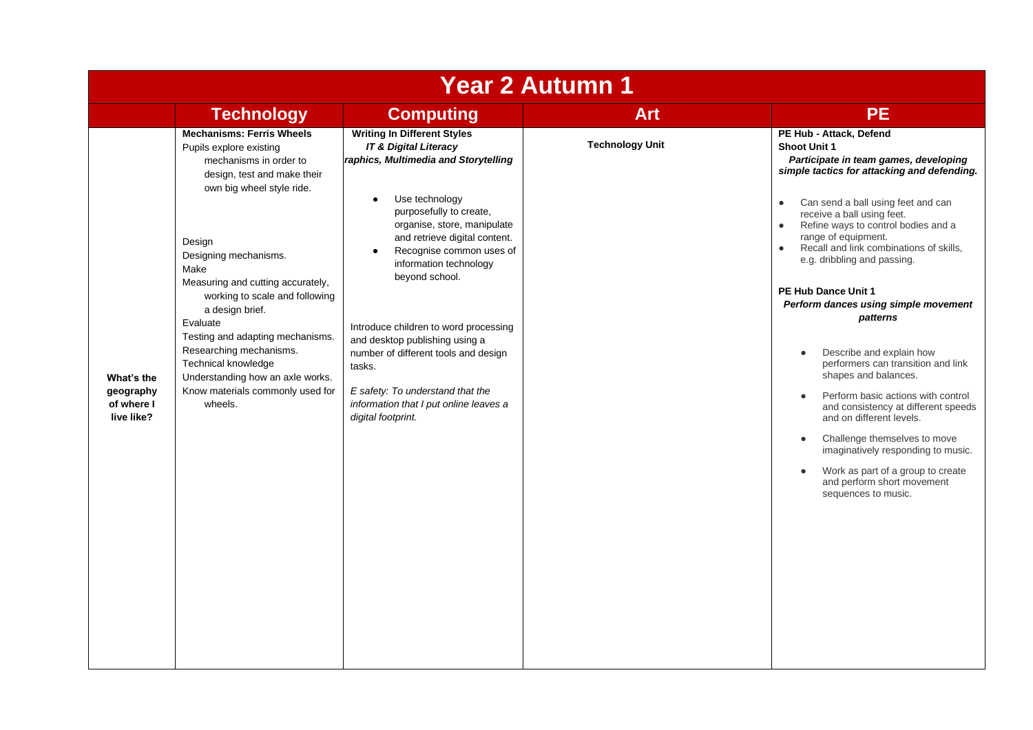| Year 2 Autumn 1 | | | | |
|---|---|---|---|---|
| | **Technology** | **Computing** | **Art** | **PE** |
| **What's the geography of where I live like?** | **Mechanisms: Ferris Wheels**<br>Pupils explore existing mechanisms in order to design, test and make their own big wheel style ride.<br><br>Design<br>Designing mechanisms.<br>Make<br>Measuring and cutting accurately, working to scale and following a design brief.<br>Evaluate<br>Testing and adapting mechanisms.<br>Researching mechanisms.<br>Technical knowledge<br>Understanding how an axle works.<br>Know materials commonly used for wheels. | **Writing In Different Styles**<br>***IT & Digital Literacy***<br>***raphics, Multimedia and Storytelling***<br><br>• Use technology purposefully to create, organise, store, manipulate and retrieve digital content.<br>• Recognise common uses of information technology beyond school.<br><br>Introduce children to word processing and desktop publishing using a number of different tools and design tasks.<br><br>*E safety: To understand that the information that I put online leaves a digital footprint.* | **Technology Unit** | **PE Hub - Attack, Defend Shoot Unit 1**<br>***Participate in team games, developing simple tactics for attacking and defending.***<br><br>• Can send a ball using feet and can receive a ball using feet.<br>• Refine ways to control bodies and a range of equipment.<br>• Recall and link combinations of skills, e.g. dribbling and passing.<br><br>**PE Hub Dance Unit 1**<br>***Perform dances using simple movement patterns***<br><br>• Describe and explain how performers can transition and link shapes and balances.<br>• Perform basic actions with control and consistency at different speeds and on different levels.<br>• Challenge themselves to move imaginatively responding to music.<br>• Work as part of a group to create and perform short movement sequences to music. |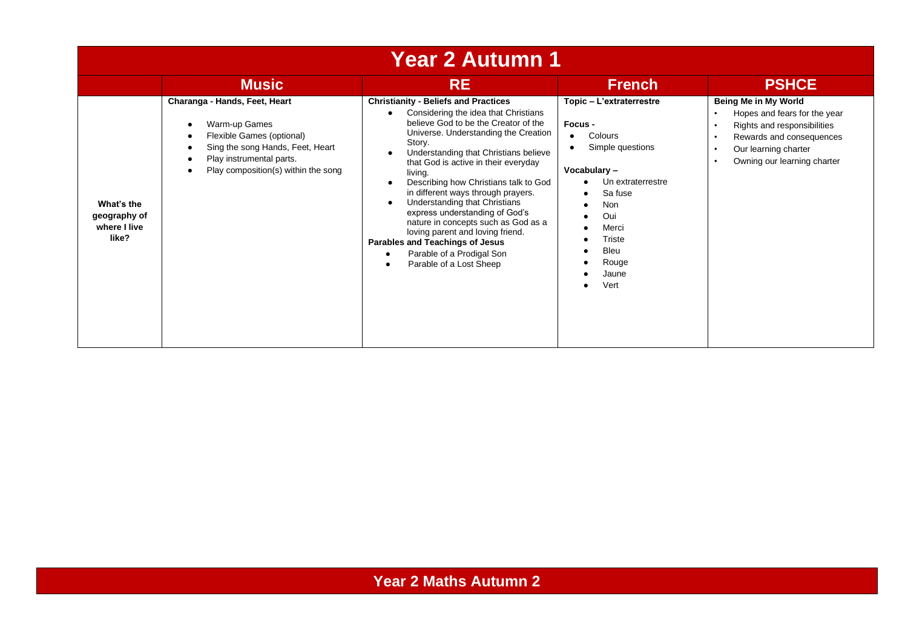| Year 2 Autumn 1 | | | | |
|---|---|---|---|---|
| | **Music** | **RE** | **French** | **PSHCE** |
| **What's the geography of where I live like?** | **Charanga - Hands, Feet, Heart**<br>• Warm-up Games<br>• Flexible Games (optional)<br>• Sing the song Hands, Feet, Heart<br>• Play instrumental parts.<br>• Play composition(s) within the song | **Christianity - Beliefs and Practices**<br>• Considering the idea that Christians believe God to be the Creator of the Universe. Understanding the Creation Story.<br>• Understanding that Christians believe that God is active in their everyday living.<br>• Describing how Christians talk to God in different ways through prayers.<br>• Understanding that Christians express understanding of God's nature in concepts such as God as a loving parent and loving friend.<br>**Parables and Teachings of Jesus**<br>• Parable of a Prodigal Son<br>• Parable of a Lost Sheep | **Topic – L'extraterrestre**<br><br>**Focus -**<br>• Colours<br>• Simple questions<br><br>**Vocabulary –**<br>• Un extraterrestre<br>• Sa fuse<br>• Non<br>• Oui<br>• Merci<br>• Triste<br>• Bleu<br>• Rouge<br>• Jaune<br>• Vert | **Being Me in My World**<br>• Hopes and fears for the year<br>• Rights and responsibilities<br>• Rewards and consequences<br>• Our learning charter<br>• Owning our learning charter |

## Year 2 Maths Autumn 2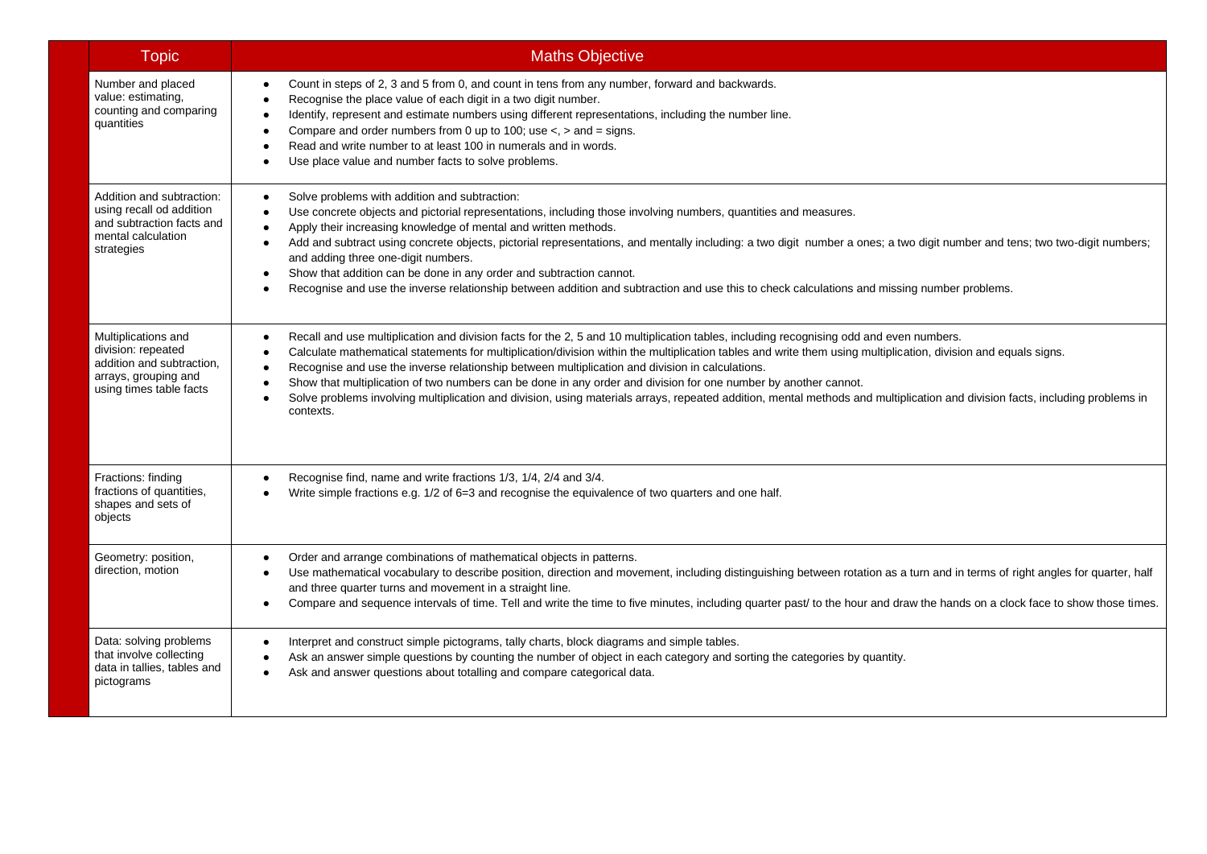| Topic | Maths Objective |
| --- | --- |
| Number and placed value: estimating, counting and comparing quantities | • Count in steps of 2, 3 and 5 from 0, and count in tens from any number, forward and backwards.<br>• Recognise the place value of each digit in a two digit number.<br>• Identify, represent and estimate numbers using different representations, including the number line.<br>• Compare and order numbers from 0 up to 100; use <, > and = signs.<br>• Read and write number to at least 100 in numerals and in words.<br>• Use place value and number facts to solve problems. |
| Addition and subtraction: using recall od addition and subtraction facts and mental calculation strategies | • Solve problems with addition and subtraction:<br>• Use concrete objects and pictorial representations, including those involving numbers, quantities and measures.<br>• Apply their increasing knowledge of mental and written methods.<br>• Add and subtract using concrete objects, pictorial representations, and mentally including: a two digit number a ones; a two digit number and tens; two two-digit numbers; and adding three one-digit numbers.<br>• Show that addition can be done in any order and subtraction cannot.<br>• Recognise and use the inverse relationship between addition and subtraction and use this to check calculations and missing number problems. |
| Multiplications and division: repeated addition and subtraction, arrays, grouping and using times table facts | • Recall and use multiplication and division facts for the 2, 5 and 10 multiplication tables, including recognising odd and even numbers.<br>• Calculate mathematical statements for multiplication/division within the multiplication tables and write them using multiplication, division and equals signs.<br>• Recognise and use the inverse relationship between multiplication and division in calculations.<br>• Show that multiplication of two numbers can be done in any order and division for one number by another cannot.<br>• Solve problems involving multiplication and division, using materials arrays, repeated addition, mental methods and multiplication and division facts, including problems in contexts. |
| Fractions: finding fractions of quantities, shapes and sets of objects | • Recognise find, name and write fractions 1/3, 1/4, 2/4 and 3/4.<br>• Write simple fractions e.g. 1/2 of 6=3 and recognise the equivalence of two quarters and one half. |
| Geometry: position, direction, motion | • Order and arrange combinations of mathematical objects in patterns.<br>• Use mathematical vocabulary to describe position, direction and movement, including distinguishing between rotation as a turn and in terms of right angles for quarter, half and three quarter turns and movement in a straight line.<br>• Compare and sequence intervals of time. Tell and write the time to five minutes, including quarter past/ to the hour and draw the hands on a clock face to show those times. |
| Data: solving problems that involve collecting data in tallies, tables and pictograms | • Interpret and construct simple pictograms, tally charts, block diagrams and simple tables.<br>• Ask an answer simple questions by counting the number of object in each category and sorting the categories by quantity.<br>• Ask and answer questions about totalling and compare categorical data. |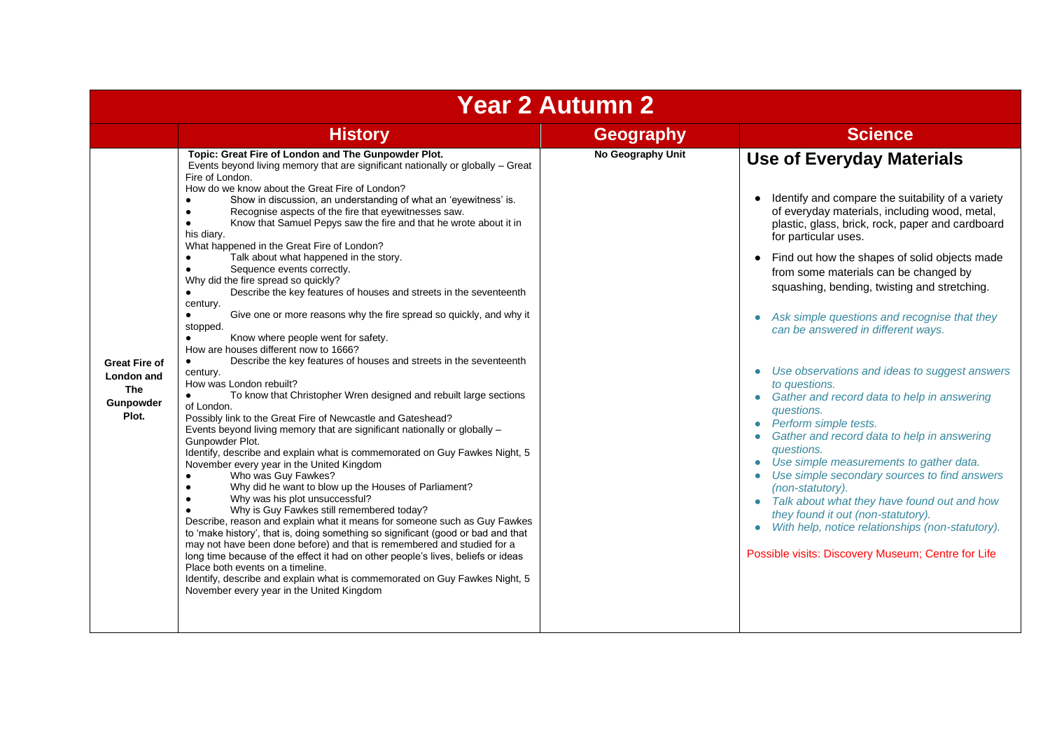| Year 2 Autumn 2 | | | |
|---|---|---|---|
| | **History** | **Geography** | **Science** |
| **Great Fire of London and The Gunpowder Plot.** | **Topic: Great Fire of London and The Gunpowder Plot.**<br>Events beyond living memory that are significant nationally or globally – Great Fire of London.<br>How do we know about the Great Fire of London?<br>● Show in discussion, an understanding of what an 'eyewitness' is.<br>● Recognise aspects of the fire that eyewitnesses saw.<br>● Know that Samuel Pepys saw the fire and that he wrote about it in his diary.<br>What happened in the Great Fire of London?<br>● Talk about what happened in the story.<br>● Sequence events correctly.<br>Why did the fire spread so quickly?<br>● Describe the key features of houses and streets in the seventeenth century.<br>● Give one or more reasons why the fire spread so quickly, and why it stopped.<br>● Know where people went for safety.<br>How are houses different now to 1666?<br>● Describe the key features of houses and streets in the seventeenth century.<br>How was London rebuilt?<br>● To know that Christopher Wren designed and rebuilt large sections of London.<br>Possibly link to the Great Fire of Newcastle and Gateshead?<br>Events beyond living memory that are significant nationally or globally – Gunpowder Plot.<br>Identify, describe and explain what is commemorated on Guy Fawkes Night, 5 November every year in the United Kingdom<br>● Who was Guy Fawkes?<br>● Why did he want to blow up the Houses of Parliament?<br>● Why was his plot unsuccessful?<br>● Why is Guy Fawkes still remembered today?<br>Describe, reason and explain what it means for someone such as Guy Fawkes to 'make history', that is, doing something so significant (good or bad and that may not have been done before) and that is remembered and studied for a long time because of the effect it had on other people's lives, beliefs or ideas<br>Place both events on a timeline.<br>Identify, describe and explain what is commemorated on Guy Fawkes Night, 5 November every year in the United Kingdom | **No Geography Unit** | **Use of Everyday Materials**<br>● Identify and compare the suitability of a variety of everyday materials, including wood, metal, plastic, glass, brick, rock, paper and cardboard for particular uses.<br>● Find out how the shapes of solid objects made from some materials can be changed by squashing, bending, twisting and stretching.<br>● *Ask simple questions and recognise that they can be answered in different ways.*<br>● *Use observations and ideas to suggest answers to questions.*<br>● *Gather and record data to help in answering questions.*<br>● *Perform simple tests.*<br>● *Gather and record data to help in answering questions.*<br>● *Use simple measurements to gather data.*<br>● *Use simple secondary sources to find answers (non-statutory).*<br>● *Talk about what they have found out and how they found it out (non-statutory).*<br>● *With help, notice relationships (non-statutory).*<br>Possible visits: Discovery Museum; Centre for Life |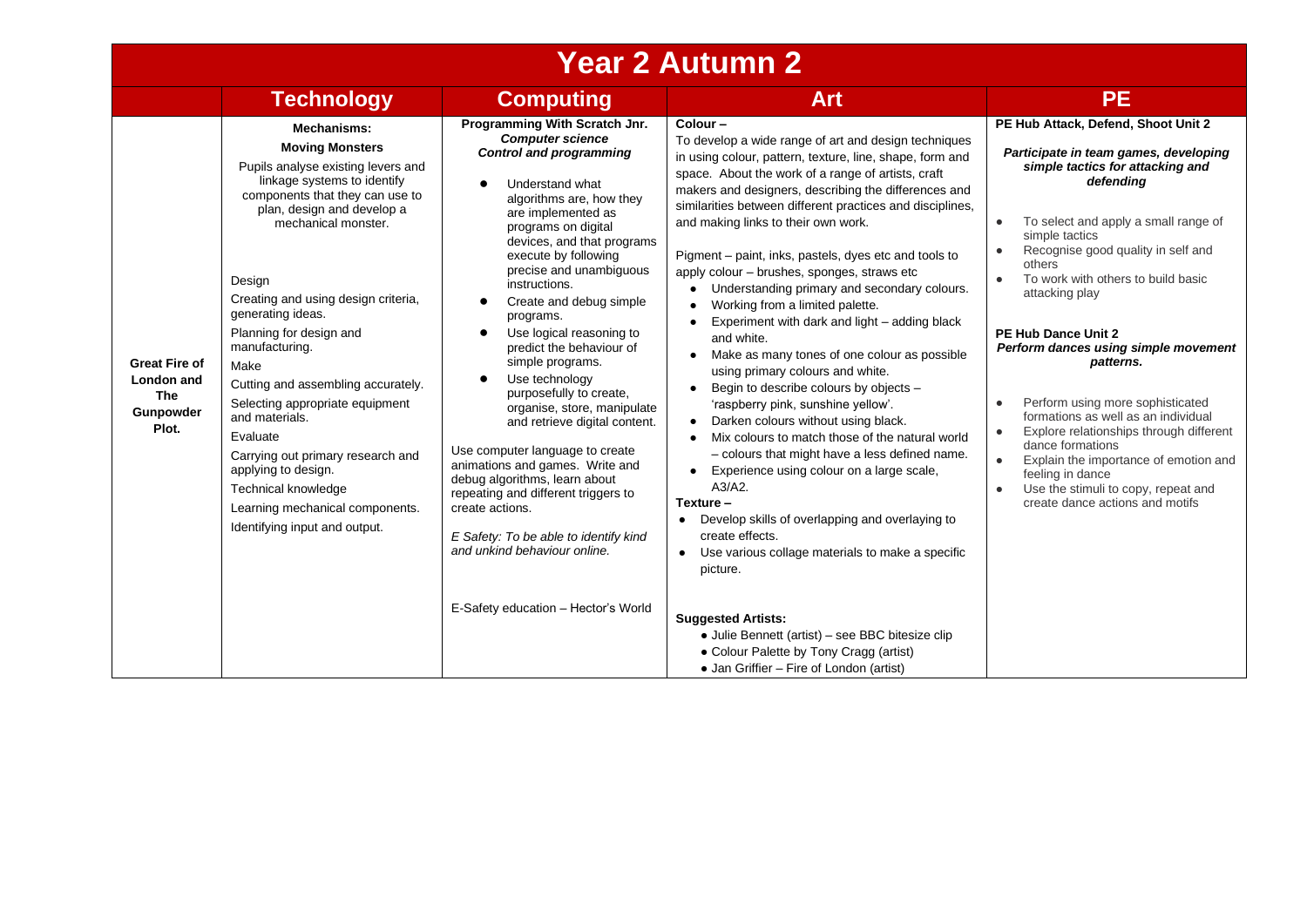# Year 2 Autumn 2

| | Technology | Computing | Art | PE |
|---|---|---|---|---|
| **Great Fire of London and The Gunpowder Plot.** | **Mechanisms:**<br>**Moving Monsters**<br>Pupils analyse existing levers and linkage systems to identify components that they can use to plan, design and develop a mechanical monster.<br><br>Design<br>Creating and using design criteria, generating ideas.<br>Planning for design and manufacturing.<br>Make<br>Cutting and assembling accurately.<br>Selecting appropriate equipment and materials.<br>Evaluate<br>Carrying out primary research and applying to design.<br>Technical knowledge<br>Learning mechanical components.<br>Identifying input and output. | **Programming With Scratch Jnr.**<br>***Computer science***<br>***Control and programming***<br>• Understand what algorithms are, how they are implemented as programs on digital devices, and that programs execute by following precise and unambiguous instructions.<br>• Create and debug simple programs.<br>• Use logical reasoning to predict the behaviour of simple programs.<br>• Use technology purposefully to create, organise, store, manipulate and retrieve digital content.<br><br>Use computer language to create animations and games. Write and debug algorithms, learn about repeating and different triggers to create actions.<br><br>*E Safety: To be able to identify kind and unkind behaviour online.*<br><br>E-Safety education – Hector's World | **Colour –**<br>To develop a wide range of art and design techniques in using colour, pattern, texture, line, shape, form and space. About the work of a range of artists, craft makers and designers, describing the differences and similarities between different practices and disciplines, and making links to their own work.<br><br>Pigment – paint, inks, pastels, dyes etc and tools to apply colour – brushes, sponges, straws etc<br>• Understanding primary and secondary colours.<br>• Working from a limited palette.<br>• Experiment with dark and light – adding black and white.<br>• Make as many tones of one colour as possible using primary colours and white.<br>• Begin to describe colours by objects – 'raspberry pink, sunshine yellow'.<br>• Darken colours without using black.<br>• Mix colours to match those of the natural world – colours that might have a less defined name.<br>• Experience using colour on a large scale, A3/A2.<br>**Texture –**<br>• Develop skills of overlapping and overlaying to create effects.<br>• Use various collage materials to make a specific picture.<br><br>**Suggested Artists:**<br>• Julie Bennett (artist) – see BBC bitesize clip<br>• Colour Palette by Tony Cragg (artist)<br>• Jan Griffier – Fire of London (artist) | **PE Hub Attack, Defend, Shoot Unit 2**<br><br>***Participate in team games, developing simple tactics for attacking and defending***<br><br>• To select and apply a small range of simple tactics<br>• Recognise good quality in self and others<br>• To work with others to build basic attacking play<br><br>**PE Hub Dance Unit 2**<br>***Perform dances using simple movement patterns.***<br><br>• Perform using more sophisticated formations as well as an individual<br>• Explore relationships through different dance formations<br>• Explain the importance of emotion and feeling in dance<br>• Use the stimuli to copy, repeat and create dance actions and motifs |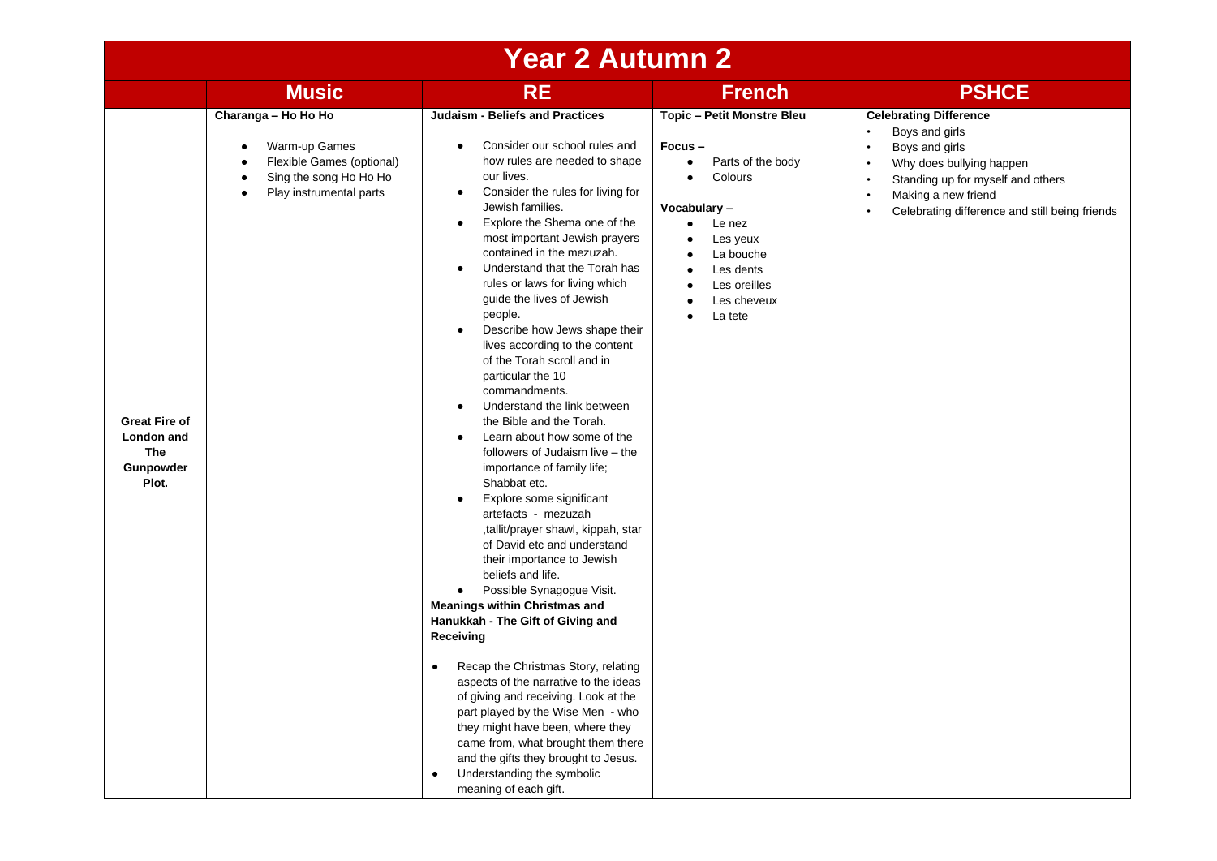# Year 2 Autumn 2

| | Music | RE | French | PSHCE |
|---|---|---|---|---|
| **Great Fire of London and The Gunpowder Plot.** | **Charanga – Ho Ho Ho**<br><br>● Warm-up Games<br>● Flexible Games (optional)<br>● Sing the song Ho Ho Ho<br>● Play instrumental parts | **Judaism - Beliefs and Practices**<br><br>● Consider our school rules and how rules are needed to shape our lives.<br>● Consider the rules for living for Jewish families.<br>● Explore the Shema one of the most important Jewish prayers contained in the mezuzah.<br>● Understand that the Torah has rules or laws for living which guide the lives of Jewish people.<br>● Describe how Jews shape their lives according to the content of the Torah scroll and in particular the 10 commandments.<br>● Understand the link between the Bible and the Torah.<br>● Learn about how some of the followers of Judaism live – the importance of family life; Shabbat etc.<br>● Explore some significant artefacts - mezuzah ,tallit/prayer shawl, kippah, star of David etc and understand their importance to Jewish beliefs and life.<br>● Possible Synagogue Visit.<br>**Meanings within Christmas and Hanukkah - The Gift of Giving and Receiving**<br><br>● Recap the Christmas Story, relating aspects of the narrative to the ideas of giving and receiving. Look at the part played by the Wise Men - who they might have been, where they came from, what brought them there and the gifts they brought to Jesus.<br>● Understanding the symbolic meaning of each gift. | **Topic – Petit Monstre Bleu**<br><br>**Focus –**<br>● Parts of the body<br>● Colours<br><br>**Vocabulary –**<br>● Le nez<br>● Les yeux<br>● La bouche<br>● Les dents<br>● Les oreilles<br>● Les cheveux<br>● La tete | **Celebrating Difference**<br>• Boys and girls<br>• Boys and girls<br>• Why does bullying happen<br>• Standing up for myself and others<br>• Making a new friend<br>• Celebrating difference and still being friends |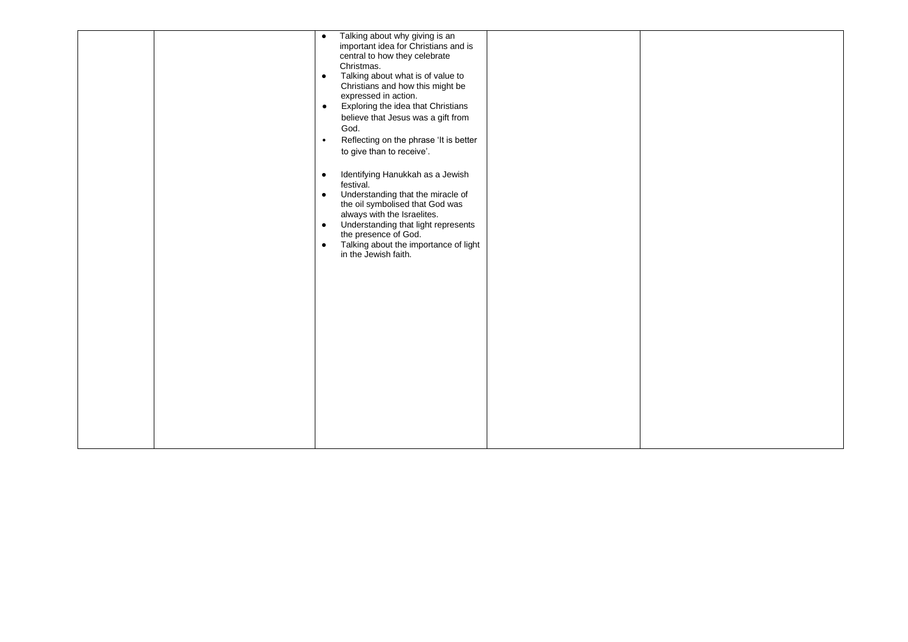| | | | | |
|---|---|---|---|---|
| | | • Talking about why giving is an important idea for Christians and is central to how they celebrate Christmas.<br>• Talking about what is of value to Christians and how this might be expressed in action.<br>• Exploring the idea that Christians believe that Jesus was a gift from God.<br>• Reflecting on the phrase 'It is better to give than to receive'.<br><br>• Identifying Hanukkah as a Jewish festival.<br>• Understanding that the miracle of the oil symbolised that God was always with the Israelites.<br>• Understanding that light represents the presence of God.<br>• Talking about the importance of light in the Jewish faith. | | |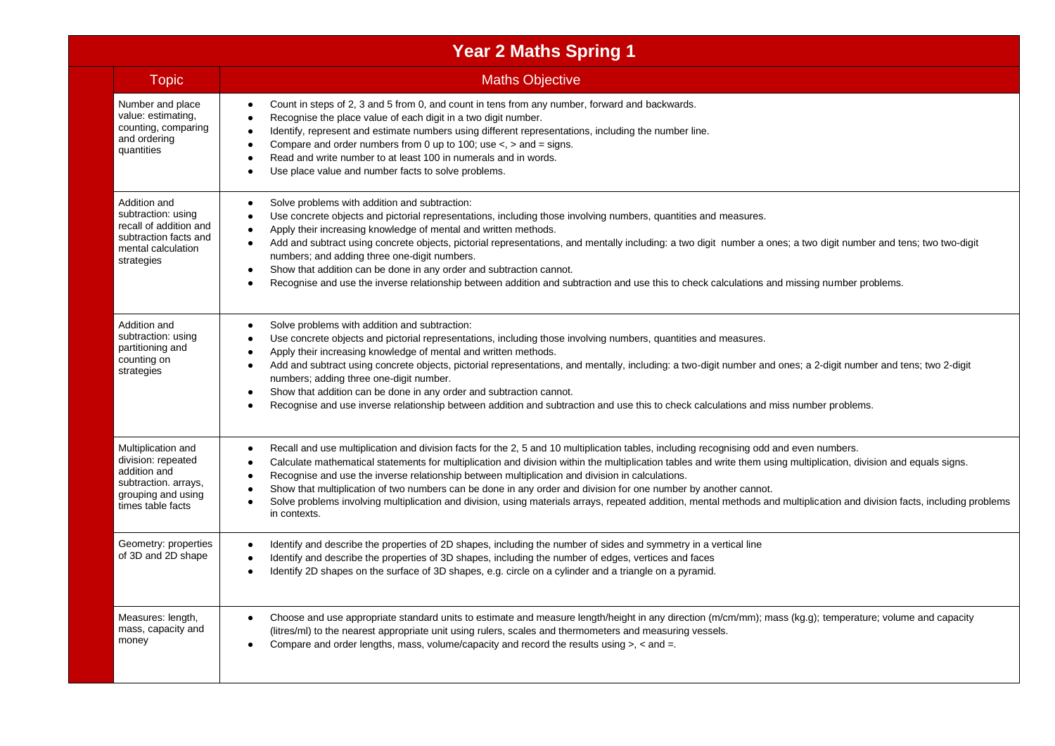# Year 2 Maths Spring 1

| Topic | Maths Objective |
|---|---|
| Number and place value: estimating, counting, comparing and ordering quantities | • Count in steps of 2, 3 and 5 from 0, and count in tens from any number, forward and backwards.<br>• Recognise the place value of each digit in a two digit number.<br>• Identify, represent and estimate numbers using different representations, including the number line.<br>• Compare and order numbers from 0 up to 100; use <, > and = signs.<br>• Read and write number to at least 100 in numerals and in words.<br>• Use place value and number facts to solve problems. |
| Addition and subtraction: using recall of addition and subtraction facts and mental calculation strategies | • Solve problems with addition and subtraction:<br>• Use concrete objects and pictorial representations, including those involving numbers, quantities and measures.<br>• Apply their increasing knowledge of mental and written methods.<br>• Add and subtract using concrete objects, pictorial representations, and mentally including: a two digit number a ones; a two digit number and tens; two two-digit numbers; and adding three one-digit numbers.<br>• Show that addition can be done in any order and subtraction cannot.<br>• Recognise and use the inverse relationship between addition and subtraction and use this to check calculations and missing number problems. |
| Addition and subtraction: using partitioning and counting on strategies | • Solve problems with addition and subtraction:<br>• Use concrete objects and pictorial representations, including those involving numbers, quantities and measures.<br>• Apply their increasing knowledge of mental and written methods.<br>• Add and subtract using concrete objects, pictorial representations, and mentally, including: a two-digit number and ones; a 2-digit number and tens; two 2-digit numbers; adding three one-digit number.<br>• Show that addition can be done in any order and subtraction cannot.<br>• Recognise and use inverse relationship between addition and subtraction and use this to check calculations and miss number problems. |
| Multiplication and division: repeated addition and subtraction. arrays, grouping and using times table facts | • Recall and use multiplication and division facts for the 2, 5 and 10 multiplication tables, including recognising odd and even numbers.<br>• Calculate mathematical statements for multiplication and division within the multiplication tables and write them using multiplication, division and equals signs.<br>• Recognise and use the inverse relationship between multiplication and division in calculations.<br>• Show that multiplication of two numbers can be done in any order and division for one number by another cannot.<br>• Solve problems involving multiplication and division, using materials arrays, repeated addition, mental methods and multiplication and division facts, including problems in contexts. |
| Geometry: properties of 3D and 2D shape | • Identify and describe the properties of 2D shapes, including the number of sides and symmetry in a vertical line<br>• Identify and describe the properties of 3D shapes, including the number of edges, vertices and faces<br>• Identify 2D shapes on the surface of 3D shapes, e.g. circle on a cylinder and a triangle on a pyramid. |
| Measures: length, mass, capacity and money | • Choose and use appropriate standard units to estimate and measure length/height in any direction (m/cm/mm); mass (kg.g); temperature; volume and capacity (litres/ml) to the nearest appropriate unit using rulers, scales and thermometers and measuring vessels.<br>• Compare and order lengths, mass, volume/capacity and record the results using >, < and =. |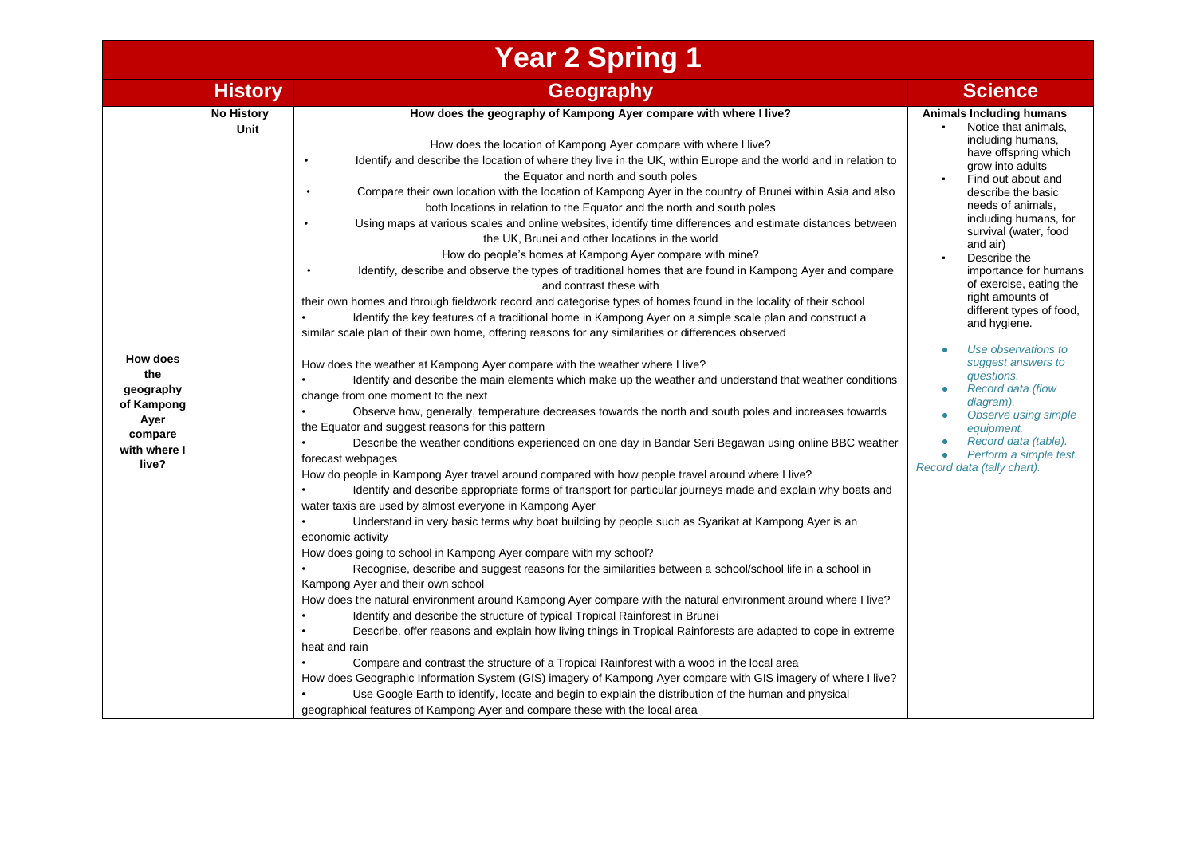# Year 2 Spring 1

| | History | Geography | Science |
|---|---|---|---|
| **How does the geography of Kampong Ayer compare with where I live?** | **No History Unit** | **How does the geography of Kampong Ayer compare with where I live?**<br><br>How does the location of Kampong Ayer compare with where I live?<br>• Identify and describe the location of where they live in the UK, within Europe and the world and in relation to the Equator and north and south poles<br>• Compare their own location with the location of Kampong Ayer in the country of Brunei within Asia and also both locations in relation to the Equator and the north and south poles<br>• Using maps at various scales and online websites, identify time differences and estimate distances between the UK, Brunei and other locations in the world<br>How do people's homes at Kampong Ayer compare with mine?<br>• Identify, describe and observe the types of traditional homes that are found in Kampong Ayer and compare and contrast these with their own homes and through fieldwork record and categorise types of homes found in the locality of their school<br>• Identify the key features of a traditional home in Kampong Ayer on a simple scale plan and construct a similar scale plan of their own home, offering reasons for any similarities or differences observed<br><br>How does the weather at Kampong Ayer compare with the weather where I live?<br>• Identify and describe the main elements which make up the weather and understand that weather conditions change from one moment to the next<br>• Observe how, generally, temperature decreases towards the north and south poles and increases towards the Equator and suggest reasons for this pattern<br>• Describe the weather conditions experienced on one day in Bandar Seri Begawan using online BBC weather forecast webpages<br>How do people in Kampong Ayer travel around compared with how people travel around where I live?<br>• Identify and describe appropriate forms of transport for particular journeys made and explain why boats and water taxis are used by almost everyone in Kampong Ayer<br>• Understand in very basic terms why boat building by people such as Syarikat at Kampong Ayer is an economic activity<br>How does going to school in Kampong Ayer compare with my school?<br>• Recognise, describe and suggest reasons for the similarities between a school/school life in a school in Kampong Ayer and their own school<br>How does the natural environment around Kampong Ayer compare with the natural environment around where I live?<br>• Identify and describe the structure of typical Tropical Rainforest in Brunei<br>• Describe, offer reasons and explain how living things in Tropical Rainforests are adapted to cope in extreme heat and rain<br>• Compare and contrast the structure of a Tropical Rainforest with a wood in the local area<br>How does Geographic Information System (GIS) imagery of Kampong Ayer compare with GIS imagery of where I live?<br>• Use Google Earth to identify, locate and begin to explain the distribution of the human and physical geographical features of Kampong Ayer and compare these with the local area | **Animals Including humans**<br>• Notice that animals, including humans, have offspring which grow into adults<br>• Find out about and describe the basic needs of animals, including humans, for survival (water, food and air)<br>• Describe the importance for humans of exercise, eating the right amounts of different types of food, and hygiene.<br><br>• *Use observations to suggest answers to questions.*<br>• *Record data (flow diagram).*<br>• *Observe using simple equipment.*<br>• *Record data (table).*<br>• *Perform a simple test.*<br>*Record data (tally chart).* |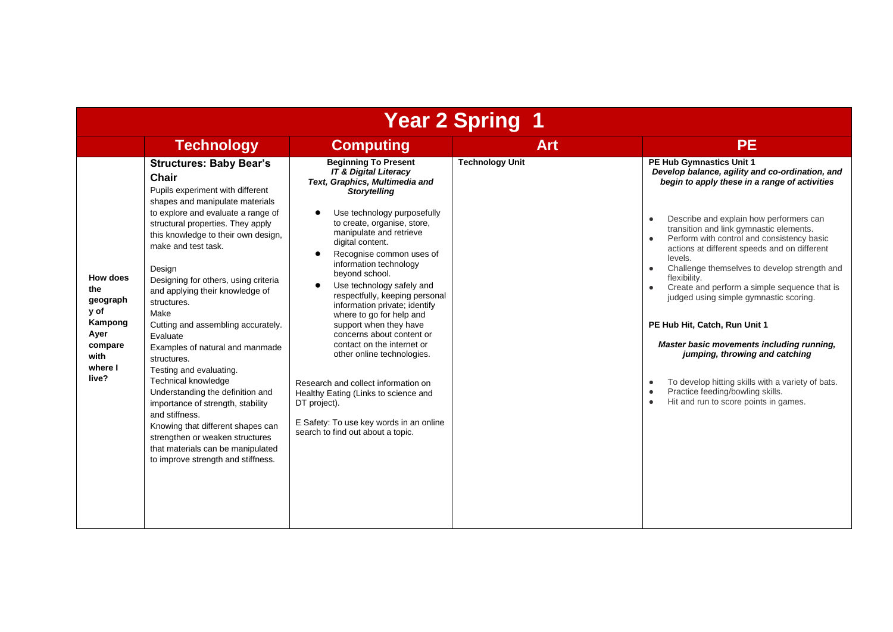| Year 2 Spring 1 | | | | |
|---|---|---|---|---|
| | **Technology** | **Computing** | **Art** | **PE** |
| **How does the geography of Kampong Ayer compare with where I live?** | **Structures: Baby Bear's Chair**<br>Pupils experiment with different shapes and manipulate materials to explore and evaluate a range of structural properties. They apply this knowledge to their own design, make and test task.<br><br>Design<br>Designing for others, using criteria and applying their knowledge of structures.<br>Make<br>Cutting and assembling accurately.<br>Evaluate<br>Examples of natural and manmade structures.<br>Testing and evaluating.<br>Technical knowledge<br>Understanding the definition and importance of strength, stability and stiffness.<br>Knowing that different shapes can strengthen or weaken structures that materials can be manipulated to improve strength and stiffness. | **Beginning To Present**<br>***IT & Digital Literacy***<br>***Text, Graphics, Multimedia and Storytelling***<br><br>• Use technology purposefully to create, organise, store, manipulate and retrieve digital content.<br>• Recognise common uses of information technology beyond school.<br>• Use technology safely and respectfully, keeping personal information private; identify where to go for help and support when they have concerns about content or contact on the internet or other online technologies.<br><br>Research and collect information on Healthy Eating (Links to science and DT project).<br><br>E Safety: To use key words in an online search to find out about a topic. | **Technology Unit** | **PE Hub Gymnastics Unit 1**<br>***Develop balance, agility and co-ordination, and begin to apply these in a range of activities***<br><br>• Describe and explain how performers can transition and link gymnastic elements.<br>• Perform with control and consistency basic actions at different speeds and on different levels.<br>• Challenge themselves to develop strength and flexibility.<br>• Create and perform a simple sequence that is judged using simple gymnastic scoring.<br><br>**PE Hub Hit, Catch, Run Unit 1**<br><br>***Master basic movements including running, jumping, throwing and catching***<br><br>• To develop hitting skills with a variety of bats.<br>• Practice feeding/bowling skills.<br>• Hit and run to score points in games. |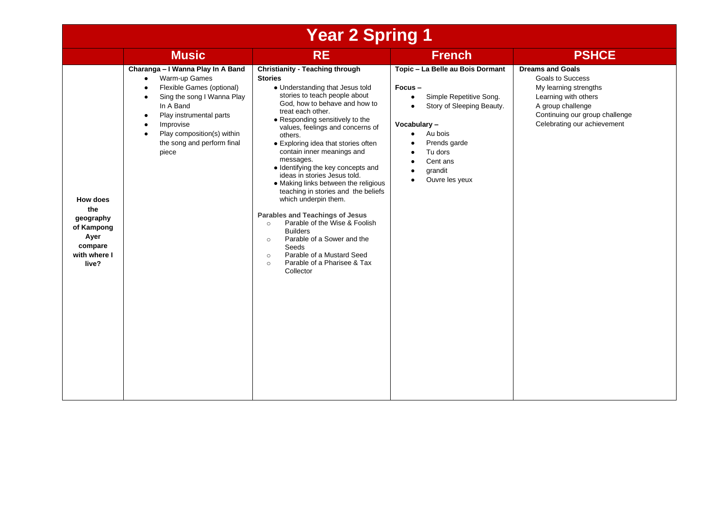# Year 2 Spring 1

| | Music | RE | French | PSHCE |
|---|---|---|---|---|
| **How does the geography of Kampong Ayer compare with where I live?** | **Charanga – I Wanna Play In A Band**<br>• Warm-up Games<br>• Flexible Games (optional)<br>• Sing the song I Wanna Play In A Band<br>• Play instrumental parts<br>• Improvise<br>• Play composition(s) within the song and perform final piece | **Christianity - Teaching through Stories**<br>• Understanding that Jesus told stories to teach people about God, how to behave and how to treat each other.<br>• Responding sensitively to the values, feelings and concerns of others.<br>• Exploring idea that stories often contain inner meanings and messages.<br>• Identifying the key concepts and ideas in stories Jesus told.<br>• Making links between the religious teaching in stories and the beliefs which underpin them.<br><br>**Parables and Teachings of Jesus**<br>○ Parable of the Wise & Foolish Builders<br>○ Parable of a Sower and the Seeds<br>○ Parable of a Mustard Seed<br>○ Parable of a Pharisee & Tax Collector | **Topic – La Belle au Bois Dormant**<br><br>**Focus –**<br>• Simple Repetitive Song.<br>• Story of Sleeping Beauty.<br><br>**Vocabulary –**<br>• Au bois<br>• Prends garde<br>• Tu dors<br>• Cent ans<br>• grandit<br>• Ouvre les yeux | **Dreams and Goals**<br>Goals to Success<br>My learning strengths<br>Learning with others<br>A group challenge<br>Continuing our group challenge<br>Celebrating our achievement |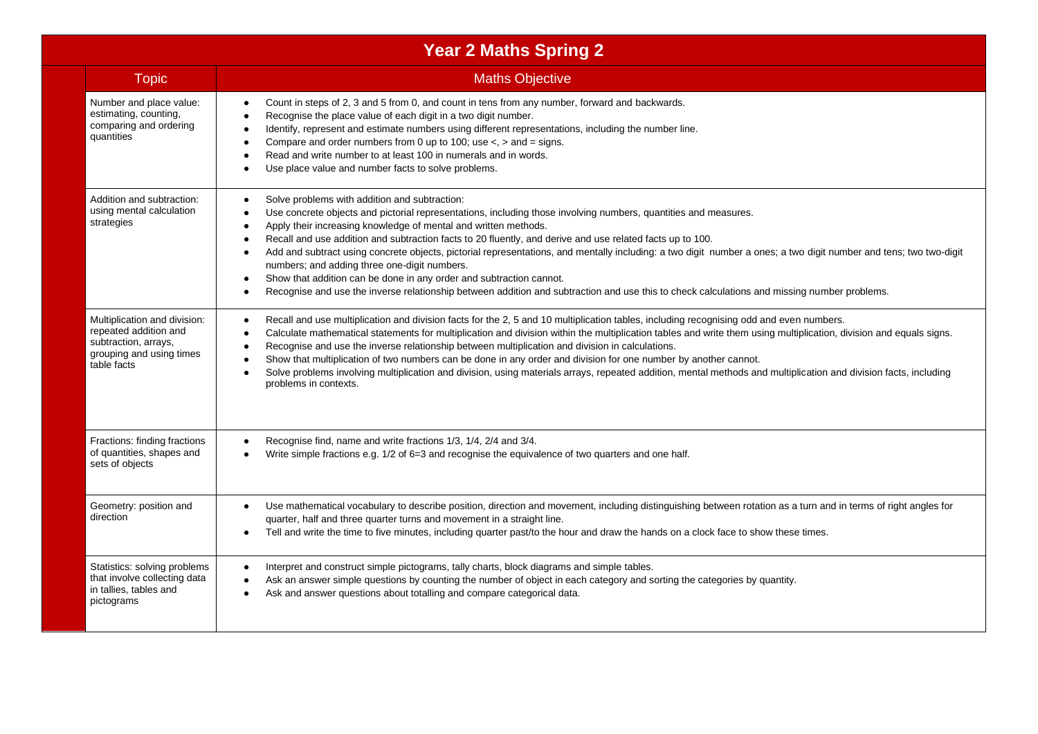# Year 2 Maths Spring 2

| Topic | Maths Objective |
|---|---|
| Number and place value: estimating, counting, comparing and ordering quantities | • Count in steps of 2, 3 and 5 from 0, and count in tens from any number, forward and backwards.<br>• Recognise the place value of each digit in a two digit number.<br>• Identify, represent and estimate numbers using different representations, including the number line.<br>• Compare and order numbers from 0 up to 100; use <, > and = signs.<br>• Read and write number to at least 100 in numerals and in words.<br>• Use place value and number facts to solve problems. |
| Addition and subtraction: using mental calculation strategies | • Solve problems with addition and subtraction:<br>• Use concrete objects and pictorial representations, including those involving numbers, quantities and measures.<br>• Apply their increasing knowledge of mental and written methods.<br>• Recall and use addition and subtraction facts to 20 fluently, and derive and use related facts up to 100.<br>• Add and subtract using concrete objects, pictorial representations, and mentally including: a two digit number a ones; a two digit number and tens; two two-digit numbers; and adding three one-digit numbers.<br>• Show that addition can be done in any order and subtraction cannot.<br>• Recognise and use the inverse relationship between addition and subtraction and use this to check calculations and missing number problems. |
| Multiplication and division: repeated addition and subtraction, arrays, grouping and using times table facts | • Recall and use multiplication and division facts for the 2, 5 and 10 multiplication tables, including recognising odd and even numbers.<br>• Calculate mathematical statements for multiplication and division within the multiplication tables and write them using multiplication, division and equals signs.<br>• Recognise and use the inverse relationship between multiplication and division in calculations.<br>• Show that multiplication of two numbers can be done in any order and division for one number by another cannot.<br>• Solve problems involving multiplication and division, using materials arrays, repeated addition, mental methods and multiplication and division facts, including problems in contexts. |
| Fractions: finding fractions of quantities, shapes and sets of objects | • Recognise find, name and write fractions 1/3, 1/4, 2/4 and 3/4.<br>• Write simple fractions e.g. 1/2 of 6=3 and recognise the equivalence of two quarters and one half. |
| Geometry: position and direction | • Use mathematical vocabulary to describe position, direction and movement, including distinguishing between rotation as a turn and in terms of right angles for quarter, half and three quarter turns and movement in a straight line.<br>• Tell and write the time to five minutes, including quarter past/to the hour and draw the hands on a clock face to show these times. |
| Statistics: solving problems that involve collecting data in tallies, tables and pictograms | • Interpret and construct simple pictograms, tally charts, block diagrams and simple tables.<br>• Ask an answer simple questions by counting the number of object in each category and sorting the categories by quantity.<br>• Ask and answer questions about totalling and compare categorical data. |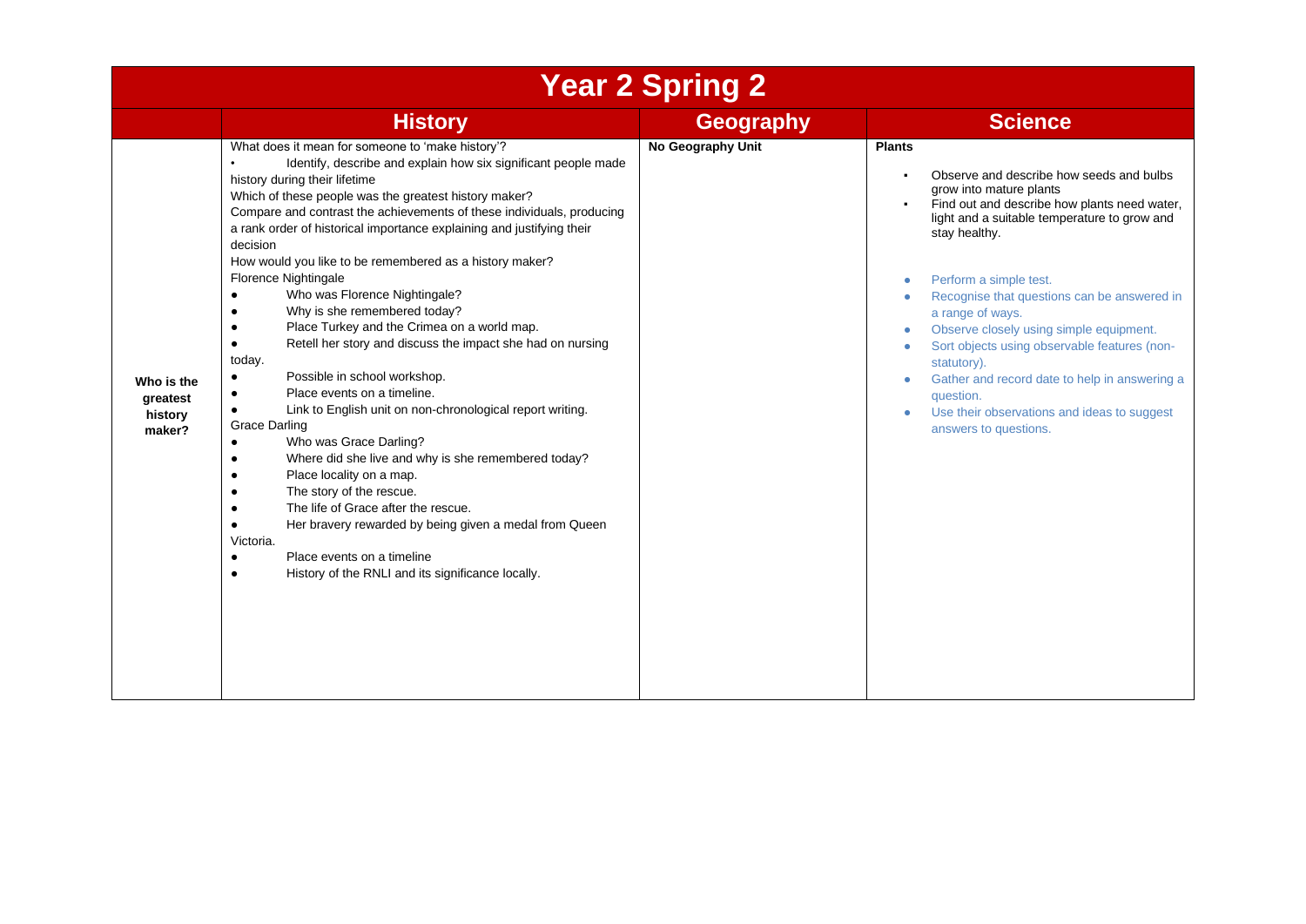# Year 2 Spring 2

| | History | Geography | Science |
|---|---|---|---|
| **Who is the greatest history maker?** | What does it mean for someone to 'make history'?<br>• Identify, describe and explain how six significant people made history during their lifetime<br>Which of these people was the greatest history maker?<br>Compare and contrast the achievements of these individuals, producing a rank order of historical importance explaining and justifying their decision<br>How would you like to be remembered as a history maker?<br>Florence Nightingale<br>● Who was Florence Nightingale?<br>● Why is she remembered today?<br>● Place Turkey and the Crimea on a world map.<br>● Retell her story and discuss the impact she had on nursing today.<br>● Possible in school workshop.<br>● Place events on a timeline.<br>● Link to English unit on non-chronological report writing.<br>Grace Darling<br>● Who was Grace Darling?<br>● Where did she live and why is she remembered today?<br>● Place locality on a map.<br>● The story of the rescue.<br>● The life of Grace after the rescue.<br>● Her bravery rewarded by being given a medal from Queen Victoria.<br>● Place events on a timeline<br>● History of the RNLI and its significance locally. | **No Geography Unit** | **Plants**<br>▪ Observe and describe how seeds and bulbs grow into mature plants<br>▪ Find out and describe how plants need water, light and a suitable temperature to grow and stay healthy.<br>● Perform a simple test.<br>● Recognise that questions can be answered in a range of ways.<br>● Observe closely using simple equipment.<br>● Sort objects using observable features (non-statutory).<br>● Gather and record date to help in answering a question.<br>● Use their observations and ideas to suggest answers to questions. |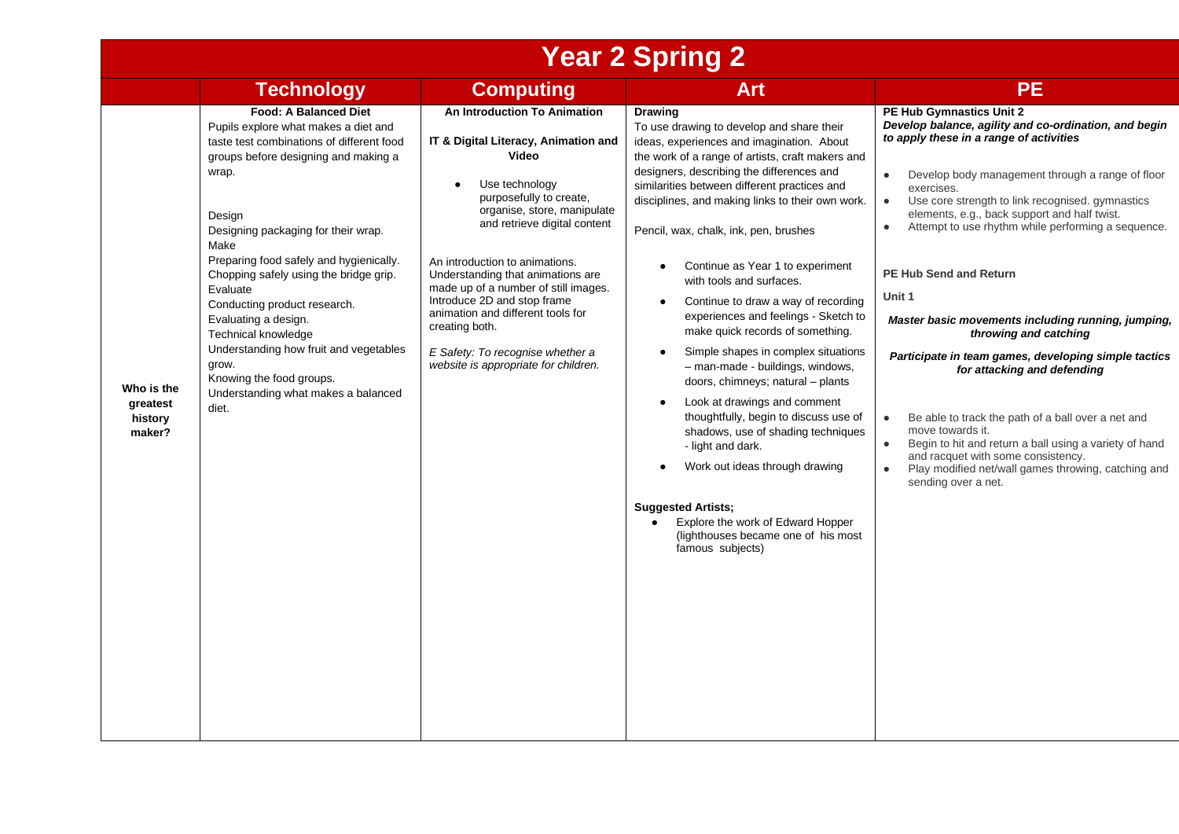# Year 2 Spring 2

| | Technology | Computing | Art | PE |
|---|---|---|---|---|
| **Who is the greatest history maker?** | **Food: A Balanced Diet**<br>Pupils explore what makes a diet and taste test combinations of different food groups before designing and making a wrap.<br><br>Design<br>Designing packaging for their wrap.<br>Make<br>Preparing food safely and hygienically.<br>Chopping safely using the bridge grip.<br>Evaluate<br>Conducting product research.<br>Evaluating a design.<br>Technical knowledge<br>Understanding how fruit and vegetables grow.<br>Knowing the food groups.<br>Understanding what makes a balanced diet. | **An Introduction To Animation**<br><br>**IT & Digital Literacy, Animation and Video**<br>• Use technology purposefully to create, organise, store, manipulate and retrieve digital content<br><br>An introduction to animations. Understanding that animations are made up of a number of still images. Introduce 2D and stop frame animation and different tools for creating both.<br><br>*E Safety: To recognise whether a website is appropriate for children.* | **Drawing**<br>To use drawing to develop and share their ideas, experiences and imagination. About the work of a range of artists, craft makers and designers, describing the differences and similarities between different practices and disciplines, and making links to their own work.<br><br>Pencil, wax, chalk, ink, pen, brushes<br><br>• Continue as Year 1 to experiment with tools and surfaces.<br>• Continue to draw a way of recording experiences and feelings - Sketch to make quick records of something.<br>• Simple shapes in complex situations – man-made - buildings, windows, doors, chimneys; natural – plants<br>• Look at drawings and comment thoughtfully, begin to discuss use of shadows, use of shading techniques - light and dark.<br>• Work out ideas through drawing<br><br>**Suggested Artists;**<br>• Explore the work of Edward Hopper (lighthouses became one of his most famous subjects) | **PE Hub Gymnastics Unit 2**<br>***Develop balance, agility and co-ordination, and begin to apply these in a range of activities***<br><br>• Develop body management through a range of floor exercises.<br>• Use core strength to link recognised. gymnastics elements, e.g., back support and half twist.<br>• Attempt to use rhythm while performing a sequence.<br><br>**PE Hub Send and Return**<br><br>**Unit 1**<br><br>***Master basic movements including running, jumping, throwing and catching***<br><br>***Participate in team games, developing simple tactics for attacking and defending***<br><br>• Be able to track the path of a ball over a net and move towards it.<br>• Begin to hit and return a ball using a variety of hand and racquet with some consistency.<br>• Play modified net/wall games throwing, catching and sending over a net. |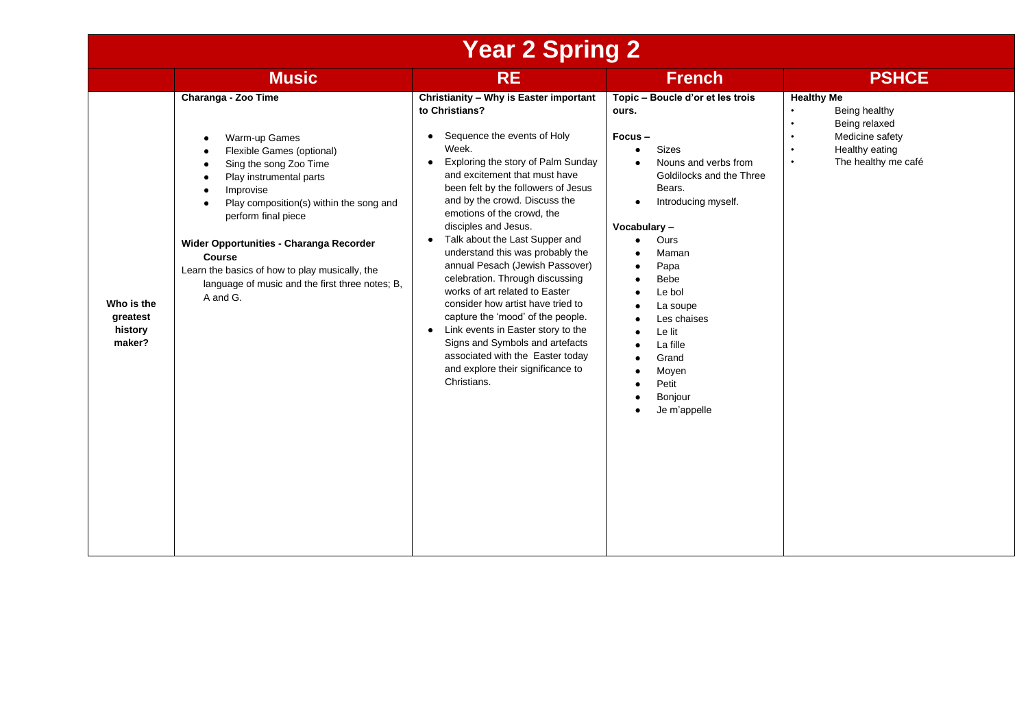# Year 2 Spring 2

| | Music | RE | French | PSHCE |
|---|---|---|---|---|
| **Who is the greatest history maker?** | **Charanga - Zoo Time**<br><br>• Warm-up Games<br>• Flexible Games (optional)<br>• Sing the song Zoo Time<br>• Play instrumental parts<br>• Improvise<br>• Play composition(s) within the song and perform final piece<br><br>**Wider Opportunities - Charanga Recorder Course**<br>Learn the basics of how to play musically, the language of music and the first three notes; B, A and G. | **Christianity – Why is Easter important to Christians?**<br><br>• Sequence the events of Holy Week.<br>• Exploring the story of Palm Sunday and excitement that must have been felt by the followers of Jesus and by the crowd. Discuss the emotions of the crowd, the disciples and Jesus.<br>• Talk about the Last Supper and understand this was probably the annual Pesach (Jewish Passover) celebration. Through discussing works of art related to Easter consider how artist have tried to capture the 'mood' of the people.<br>• Link events in Easter story to the Signs and Symbols and artefacts associated with the Easter today and explore their significance to Christians. | **Topic – Boucle d'or et les trois ours.**<br><br>**Focus –**<br>• Sizes<br>• Nouns and verbs from Goldilocks and the Three Bears.<br>• Introducing myself.<br><br>**Vocabulary –**<br>• Ours<br>• Maman<br>• Papa<br>• Bebe<br>• Le bol<br>• La soupe<br>• Les chaises<br>• Le lit<br>• La fille<br>• Grand<br>• Moyen<br>• Petit<br>• Bonjour<br>• Je m'appelle | **Healthy Me**<br>• Being healthy<br>• Being relaxed<br>• Medicine safety<br>• Healthy eating<br>• The healthy me café |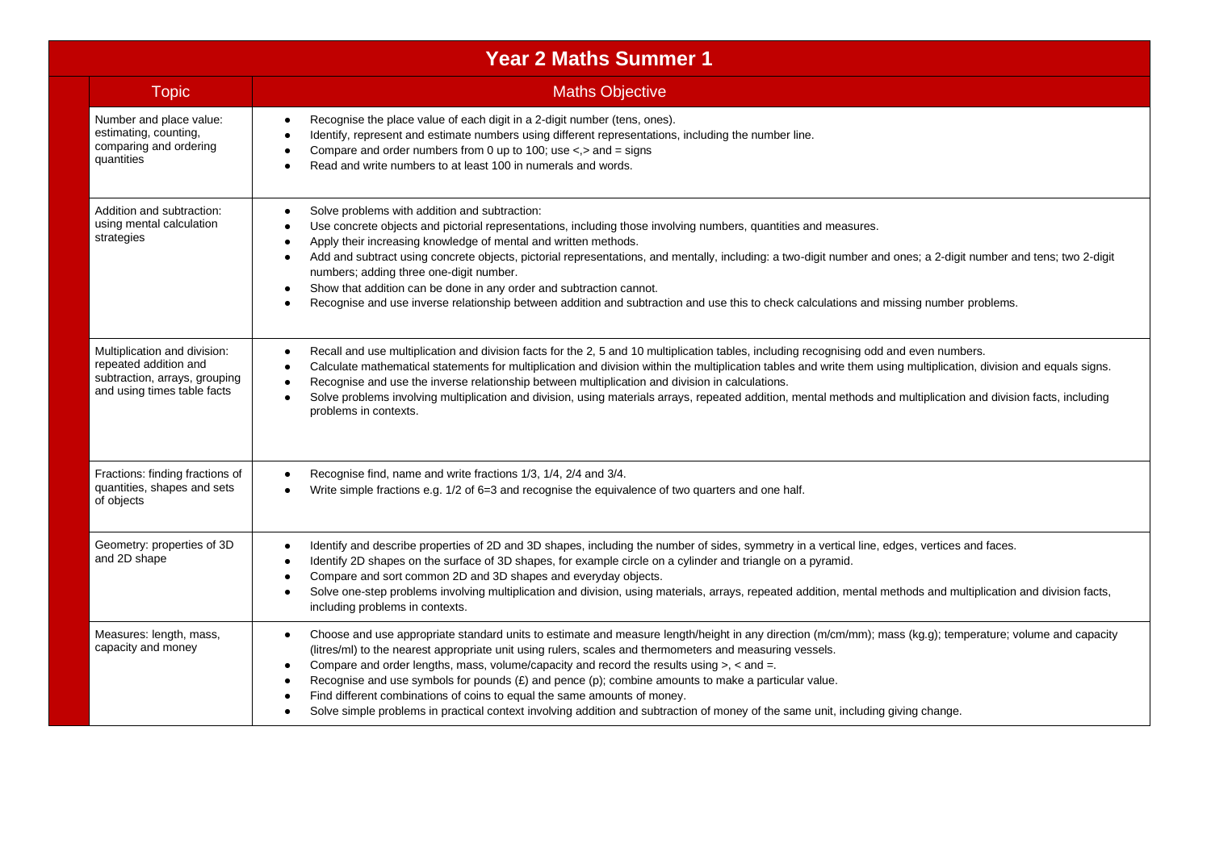# Year 2 Maths Summer 1

| Topic | Maths Objective |
|---|---|
| Number and place value: estimating, counting, comparing and ordering quantities | • Recognise the place value of each digit in a 2-digit number (tens, ones).<br>• Identify, represent and estimate numbers using different representations, including the number line.<br>• Compare and order numbers from 0 up to 100; use <,> and = signs<br>• Read and write numbers to at least 100 in numerals and words. |
| Addition and subtraction: using mental calculation strategies | • Solve problems with addition and subtraction:<br>• Use concrete objects and pictorial representations, including those involving numbers, quantities and measures.<br>• Apply their increasing knowledge of mental and written methods.<br>• Add and subtract using concrete objects, pictorial representations, and mentally, including: a two-digit number and ones; a 2-digit number and tens; two 2-digit numbers; adding three one-digit number.<br>• Show that addition can be done in any order and subtraction cannot.<br>• Recognise and use inverse relationship between addition and subtraction and use this to check calculations and missing number problems. |
| Multiplication and division: repeated addition and subtraction, arrays, grouping and using times table facts | • Recall and use multiplication and division facts for the 2, 5 and 10 multiplication tables, including recognising odd and even numbers.<br>• Calculate mathematical statements for multiplication and division within the multiplication tables and write them using multiplication, division and equals signs.<br>• Recognise and use the inverse relationship between multiplication and division in calculations.<br>• Solve problems involving multiplication and division, using materials arrays, repeated addition, mental methods and multiplication and division facts, including problems in contexts. |
| Fractions: finding fractions of quantities, shapes and sets of objects | • Recognise find, name and write fractions 1/3, 1/4, 2/4 and 3/4.<br>• Write simple fractions e.g. 1/2 of 6=3 and recognise the equivalence of two quarters and one half. |
| Geometry: properties of 3D and 2D shape | • Identify and describe properties of 2D and 3D shapes, including the number of sides, symmetry in a vertical line, edges, vertices and faces.<br>• Identify 2D shapes on the surface of 3D shapes, for example circle on a cylinder and triangle on a pyramid.<br>• Compare and sort common 2D and 3D shapes and everyday objects.<br>• Solve one-step problems involving multiplication and division, using materials, arrays, repeated addition, mental methods and multiplication and division facts, including problems in contexts. |
| Measures: length, mass, capacity and money | • Choose and use appropriate standard units to estimate and measure length/height in any direction (m/cm/mm); mass (kg.g); temperature; volume and capacity (litres/ml) to the nearest appropriate unit using rulers, scales and thermometers and measuring vessels.<br>• Compare and order lengths, mass, volume/capacity and record the results using >, < and =.<br>• Recognise and use symbols for pounds (£) and pence (p); combine amounts to make a particular value.<br>• Find different combinations of coins to equal the same amounts of money.<br>• Solve simple problems in practical context involving addition and subtraction of money of the same unit, including giving change. |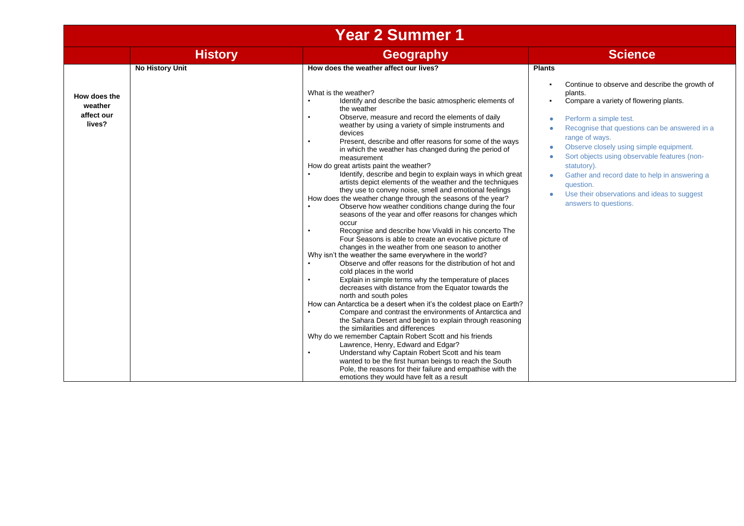# Year 2 Summer 1

| | History | Geography | Science |
|---|---|---|---|
| **How does the weather affect our lives?** | **No History Unit** | **How does the weather affect our lives?**<br><br>What is the weather?<br>• Identify and describe the basic atmospheric elements of the weather<br>• Observe, measure and record the elements of daily weather by using a variety of simple instruments and devices<br>• Present, describe and offer reasons for some of the ways in which the weather has changed during the period of measurement<br>How do great artists paint the weather?<br>• Identify, describe and begin to explain ways in which great artists depict elements of the weather and the techniques they use to convey noise, smell and emotional feelings<br>How does the weather change through the seasons of the year?<br>• Observe how weather conditions change during the four seasons of the year and offer reasons for changes which occur<br>• Recognise and describe how Vivaldi in his concerto The Four Seasons is able to create an evocative picture of changes in the weather from one season to another<br>Why isn't the weather the same everywhere in the world?<br>• Observe and offer reasons for the distribution of hot and cold places in the world<br>• Explain in simple terms why the temperature of places decreases with distance from the Equator towards the north and south poles<br>How can Antarctica be a desert when it's the coldest place on Earth?<br>• Compare and contrast the environments of Antarctica and the Sahara Desert and begin to explain through reasoning the similarities and differences<br>Why do we remember Captain Robert Scott and his friends Lawrence, Henry, Edward and Edgar?<br>• Understand why Captain Robert Scott and his team wanted to be the first human beings to reach the South Pole, the reasons for their failure and empathise with the emotions they would have felt as a result | **Plants**<br><br>▪ Continue to observe and describe the growth of plants.<br>▪ Compare a variety of flowering plants.<br><br>• Perform a simple test.<br>• Recognise that questions can be answered in a range of ways.<br>• Observe closely using simple equipment.<br>• Sort objects using observable features (non-statutory).<br>• Gather and record date to help in answering a question.<br>• Use their observations and ideas to suggest answers to questions. |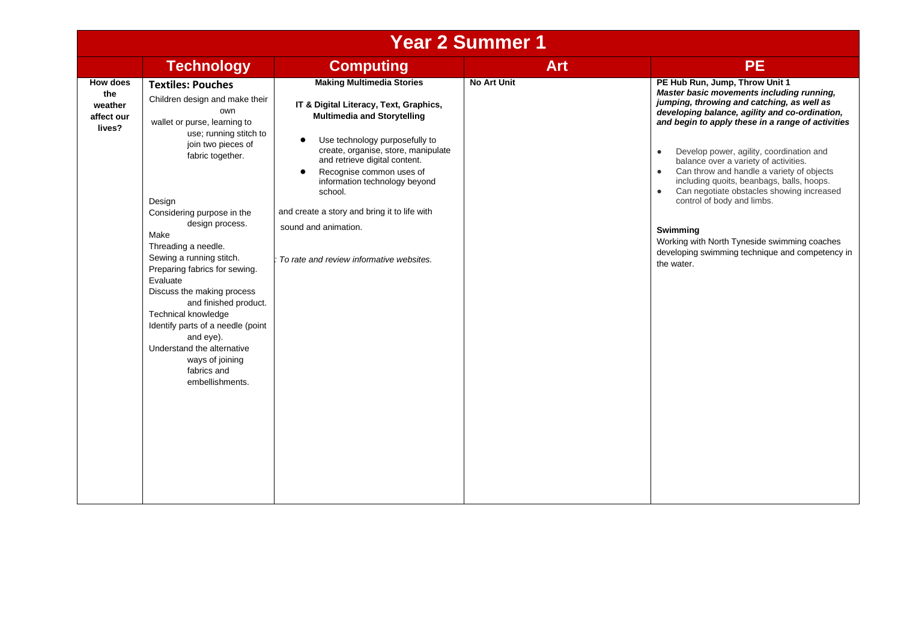# Year 2 Summer 1

| | Technology | Computing | Art | PE |
|---|---|---|---|---|
| **How does the weather affect our lives?** | **Textiles: Pouches**<br>Children design and make their own wallet or purse, learning to use; running stitch to join two pieces of fabric together.<br><br>Design<br>Considering purpose in the design process.<br>Make<br>Threading a needle.<br>Sewing a running stitch.<br>Preparing fabrics for sewing.<br>Evaluate<br>Discuss the making process and finished product.<br>Technical knowledge<br>Identify parts of a needle (point and eye).<br>Understand the alternative ways of joining fabrics and embellishments. | **Making Multimedia Stories**<br><br>**IT & Digital Literacy, Text, Graphics, Multimedia and Storytelling**<br><br>• Use technology purposefully to create, organise, store, manipulate and retrieve digital content.<br>• Recognise common uses of information technology beyond school.<br><br>and create a story and bring it to life with sound and animation.<br><br>*: To rate and review informative websites.* | **No Art Unit** | **PE Hub Run, Jump, Throw Unit 1**<br>***Master basic movements including running, jumping, throwing and catching, as well as developing balance, agility and co-ordination, and begin to apply these in a range of activities***<br><br>• Develop power, agility, coordination and balance over a variety of activities.<br>• Can throw and handle a variety of objects including quoits, beanbags, balls, hoops.<br>• Can negotiate obstacles showing increased control of body and limbs.<br><br>**Swimming**<br>Working with North Tyneside swimming coaches developing swimming technique and competency in the water. |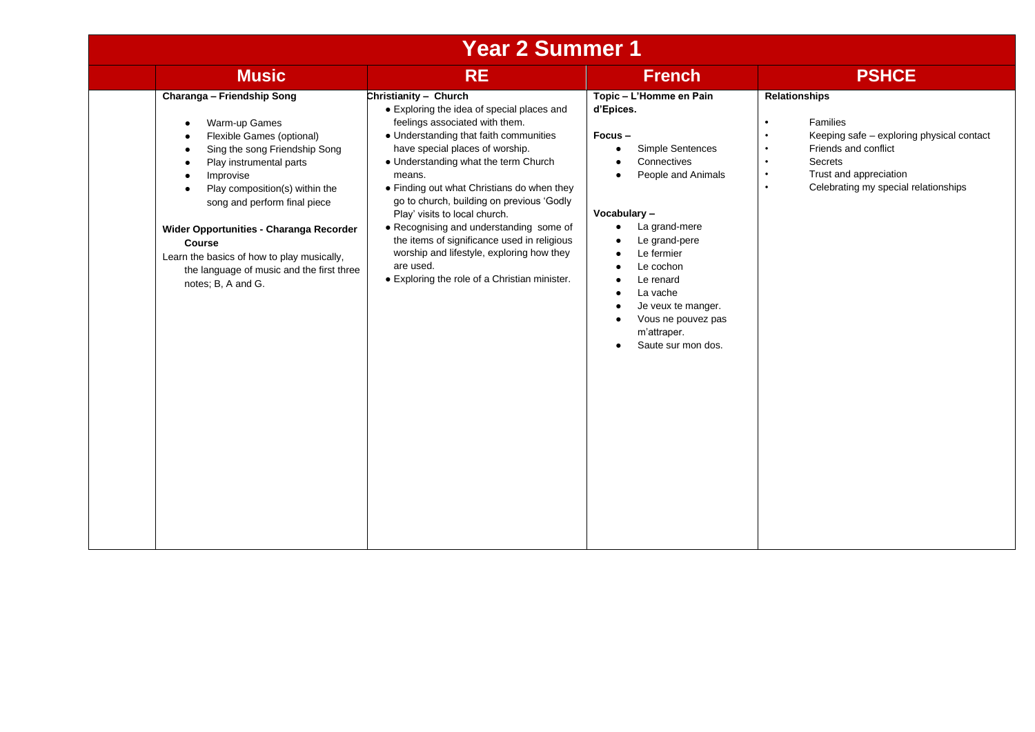# Year 2 Summer 1

| | Music | RE | French | PSHCE |
|---|---|---|---|---|
| | **Charanga – Friendship Song**<br><br>• Warm-up Games<br>• Flexible Games (optional)<br>• Sing the song Friendship Song<br>• Play instrumental parts<br>• Improvise<br>• Play composition(s) within the song and perform final piece<br><br>**Wider Opportunities - Charanga Recorder Course**<br>Learn the basics of how to play musically, the language of music and the first three notes; B, A and G. | **Christianity – Church**<br>• Exploring the idea of special places and feelings associated with them.<br>• Understanding that faith communities have special places of worship.<br>• Understanding what the term Church means.<br>• Finding out what Christians do when they go to church, building on previous 'Godly Play' visits to local church.<br>• Recognising and understanding some of the items of significance used in religious worship and lifestyle, exploring how they are used.<br>• Exploring the role of a Christian minister. | **Topic – L'Homme en Pain d'Epices.**<br><br>**Focus –**<br>• Simple Sentences<br>• Connectives<br>• People and Animals<br><br>**Vocabulary –**<br>• La grand-mere<br>• Le grand-pere<br>• Le fermier<br>• Le cochon<br>• Le renard<br>• La vache<br>• Je veux te manger.<br>• Vous ne pouvez pas m'attraper.<br>• Saute sur mon dos. | **Relationships**<br><br>• Families<br>• Keeping safe – exploring physical contact<br>• Friends and conflict<br>• Secrets<br>• Trust and appreciation<br>• Celebrating my special relationships |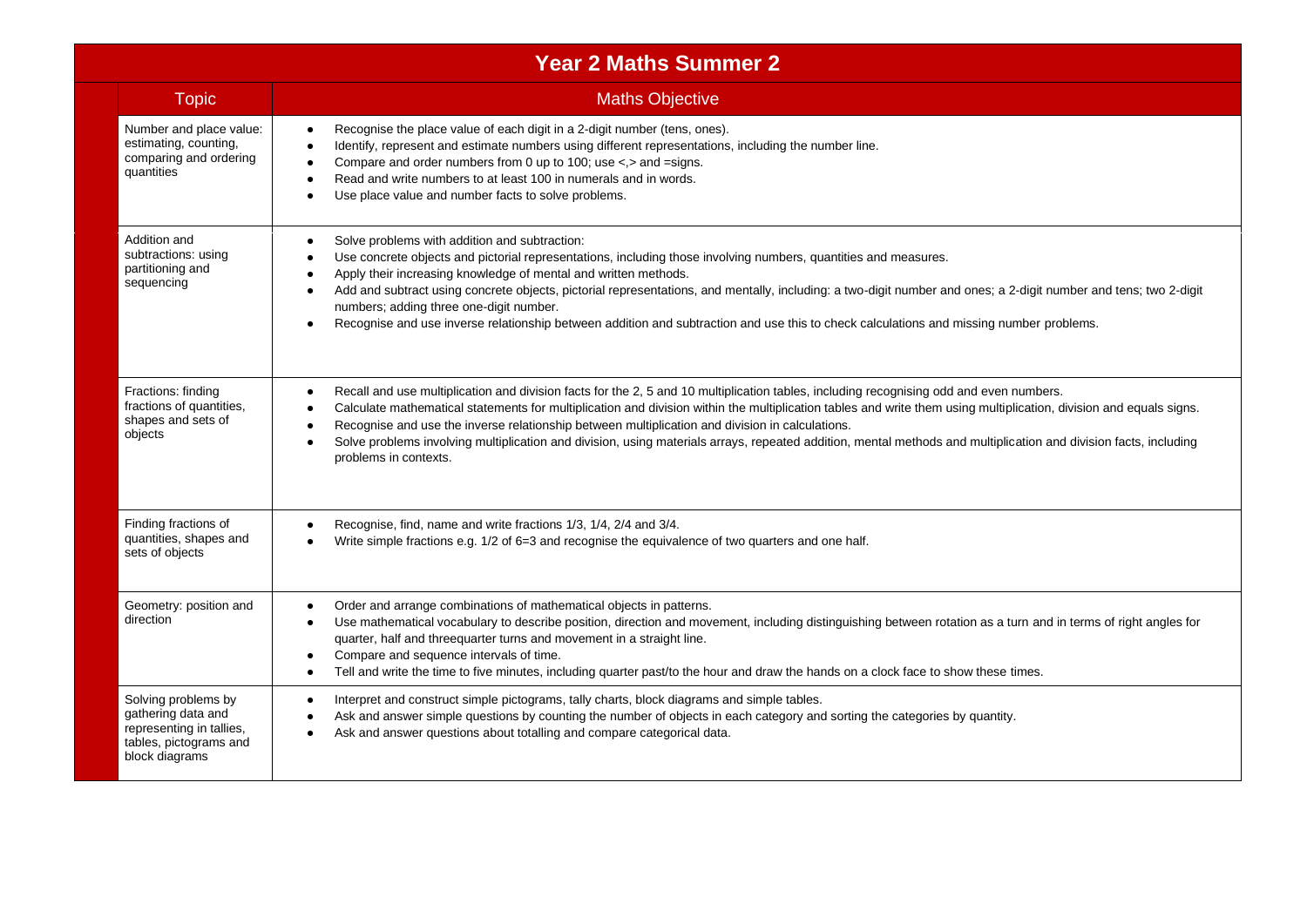# Year 2 Maths Summer 2

| Topic | Maths Objective |
|---|---|
| Number and place value: estimating, counting, comparing and ordering quantities | • Recognise the place value of each digit in a 2-digit number (tens, ones).<br>• Identify, represent and estimate numbers using different representations, including the number line.<br>• Compare and order numbers from 0 up to 100; use <,> and =signs.<br>• Read and write numbers to at least 100 in numerals and in words.<br>• Use place value and number facts to solve problems. |
| Addition and subtractions: using partitioning and sequencing | • Solve problems with addition and subtraction:<br>• Use concrete objects and pictorial representations, including those involving numbers, quantities and measures.<br>• Apply their increasing knowledge of mental and written methods.<br>• Add and subtract using concrete objects, pictorial representations, and mentally, including: a two-digit number and ones; a 2-digit number and tens; two 2-digit numbers; adding three one-digit number.<br>• Recognise and use inverse relationship between addition and subtraction and use this to check calculations and missing number problems. |
| Fractions: finding fractions of quantities, shapes and sets of objects | • Recall and use multiplication and division facts for the 2, 5 and 10 multiplication tables, including recognising odd and even numbers.<br>• Calculate mathematical statements for multiplication and division within the multiplication tables and write them using multiplication, division and equals signs.<br>• Recognise and use the inverse relationship between multiplication and division in calculations.<br>• Solve problems involving multiplication and division, using materials arrays, repeated addition, mental methods and multiplication and division facts, including problems in contexts. |
| Finding fractions of quantities, shapes and sets of objects | • Recognise, find, name and write fractions 1/3, 1/4, 2/4 and 3/4.<br>• Write simple fractions e.g. 1/2 of 6=3 and recognise the equivalence of two quarters and one half. |
| Geometry: position and direction | • Order and arrange combinations of mathematical objects in patterns.<br>• Use mathematical vocabulary to describe position, direction and movement, including distinguishing between rotation as a turn and in terms of right angles for quarter, half and threequarter turns and movement in a straight line.<br>• Compare and sequence intervals of time.<br>• Tell and write the time to five minutes, including quarter past/to the hour and draw the hands on a clock face to show these times. |
| Solving problems by gathering data and representing in tallies, tables, pictograms and block diagrams | • Interpret and construct simple pictograms, tally charts, block diagrams and simple tables.<br>• Ask and answer simple questions by counting the number of objects in each category and sorting the categories by quantity.<br>• Ask and answer questions about totalling and compare categorical data. |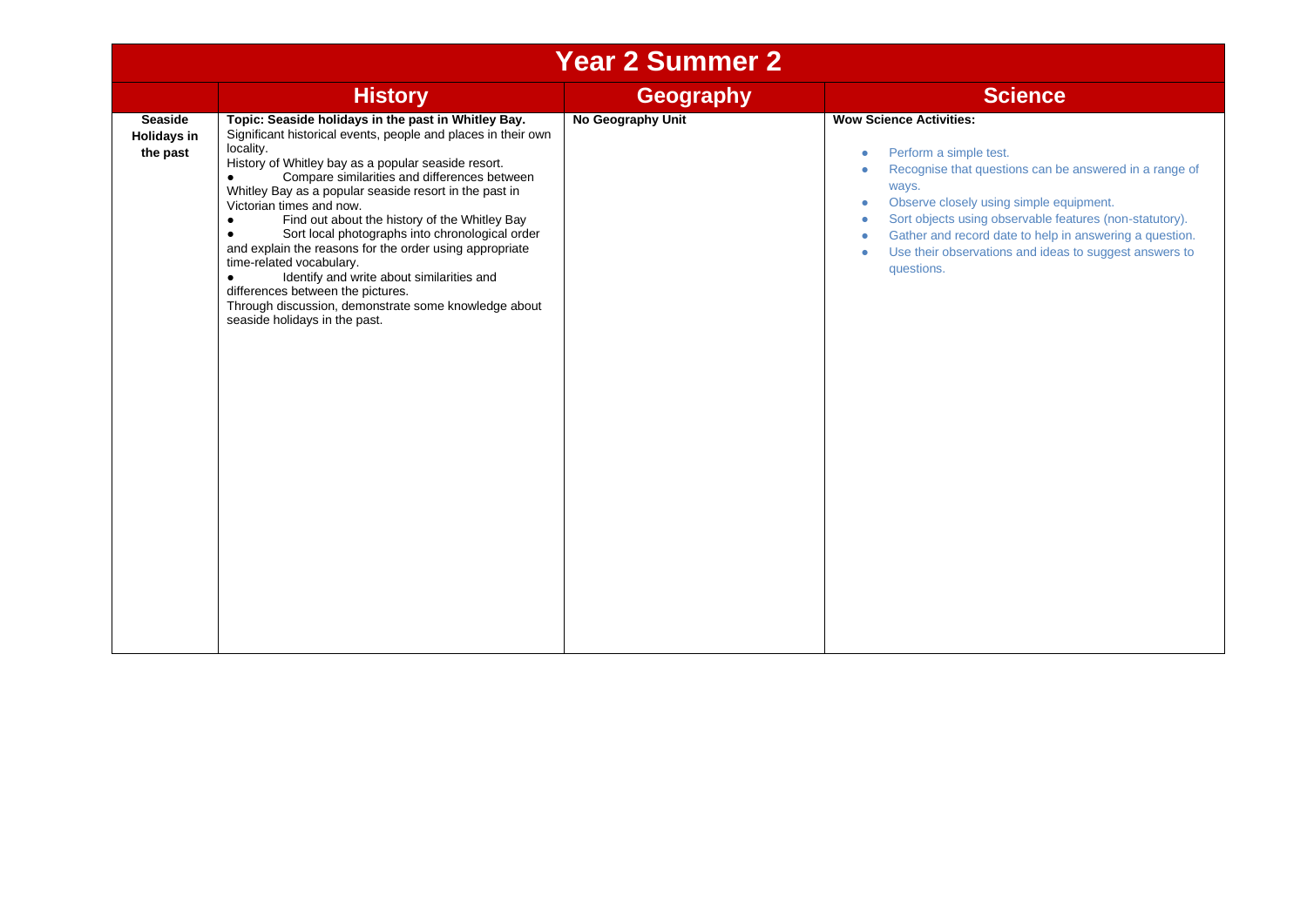| Year 2 Summer 2 | | | |
|---|---|---|---|
| | **History** | **Geography** | **Science** |
| **Seaside Holidays in the past** | **Topic: Seaside holidays in the past in Whitley Bay.**<br>Significant historical events, people and places in their own locality.<br>History of Whitley bay as a popular seaside resort.<br>● Compare similarities and differences between Whitley Bay as a popular seaside resort in the past in Victorian times and now.<br>● Find out about the history of the Whitley Bay<br>● Sort local photographs into chronological order and explain the reasons for the order using appropriate time-related vocabulary.<br>● Identify and write about similarities and differences between the pictures.<br>Through discussion, demonstrate some knowledge about seaside holidays in the past. | **No Geography Unit** | **Wow Science Activities:**<br>● Perform a simple test.<br>● Recognise that questions can be answered in a range of ways.<br>● Observe closely using simple equipment.<br>● Sort objects using observable features (non-statutory).<br>● Gather and record date to help in answering a question.<br>● Use their observations and ideas to suggest answers to questions. |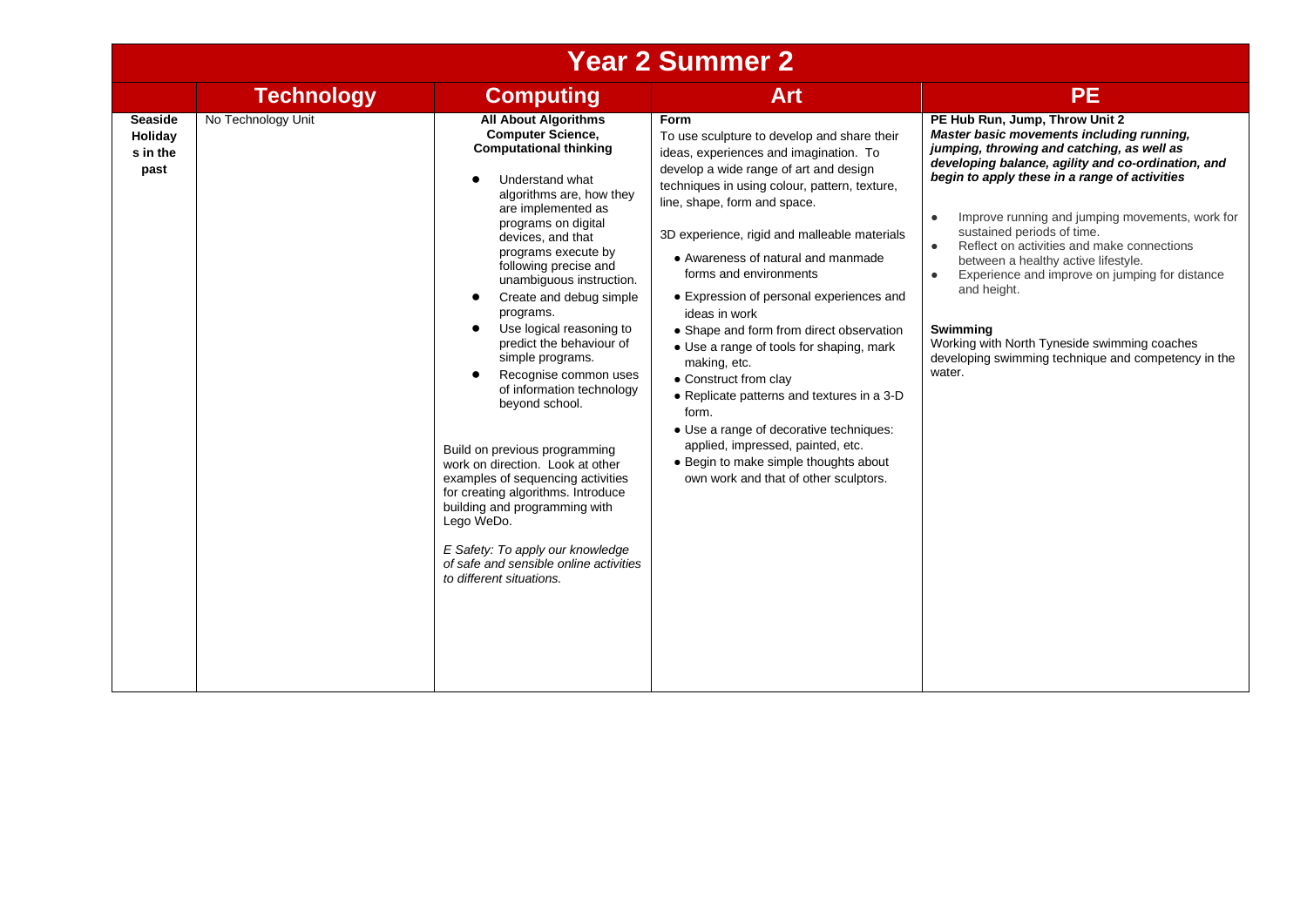# Year 2 Summer 2

| | Technology | Computing | Art | PE |
|---|---|---|---|---|
| **Seaside Holidays in the past** | No Technology Unit | **All About Algorithms**<br>**Computer Science, Computational thinking**<br><br>● Understand what algorithms are, how they are implemented as programs on digital devices, and that programs execute by following precise and unambiguous instruction.<br>● Create and debug simple programs.<br>● Use logical reasoning to predict the behaviour of simple programs.<br>● Recognise common uses of information technology beyond school.<br><br>Build on previous programming work on direction. Look at other examples of sequencing activities for creating algorithms. Introduce building and programming with Lego WeDo.<br><br>*E Safety: To apply our knowledge of safe and sensible online activities to different situations.* | **Form**<br>To use sculpture to develop and share their ideas, experiences and imagination. To develop a wide range of art and design techniques in using colour, pattern, texture, line, shape, form and space.<br><br>3D experience, rigid and malleable materials<br><br>• Awareness of natural and manmade forms and environments<br>• Expression of personal experiences and ideas in work<br>• Shape and form from direct observation<br>• Use a range of tools for shaping, mark making, etc.<br>• Construct from clay<br>• Replicate patterns and textures in a 3-D form.<br>• Use a range of decorative techniques: applied, impressed, painted, etc.<br>• Begin to make simple thoughts about own work and that of other sculptors. | **PE Hub Run, Jump, Throw Unit 2**<br>***Master basic movements including running, jumping, throwing and catching, as well as developing balance, agility and co-ordination, and begin to apply these in a range of activities***<br><br>● Improve running and jumping movements, work for sustained periods of time.<br>● Reflect on activities and make connections between a healthy active lifestyle.<br>● Experience and improve on jumping for distance and height.<br><br>**Swimming**<br>Working with North Tyneside swimming coaches developing swimming technique and competency in the water. |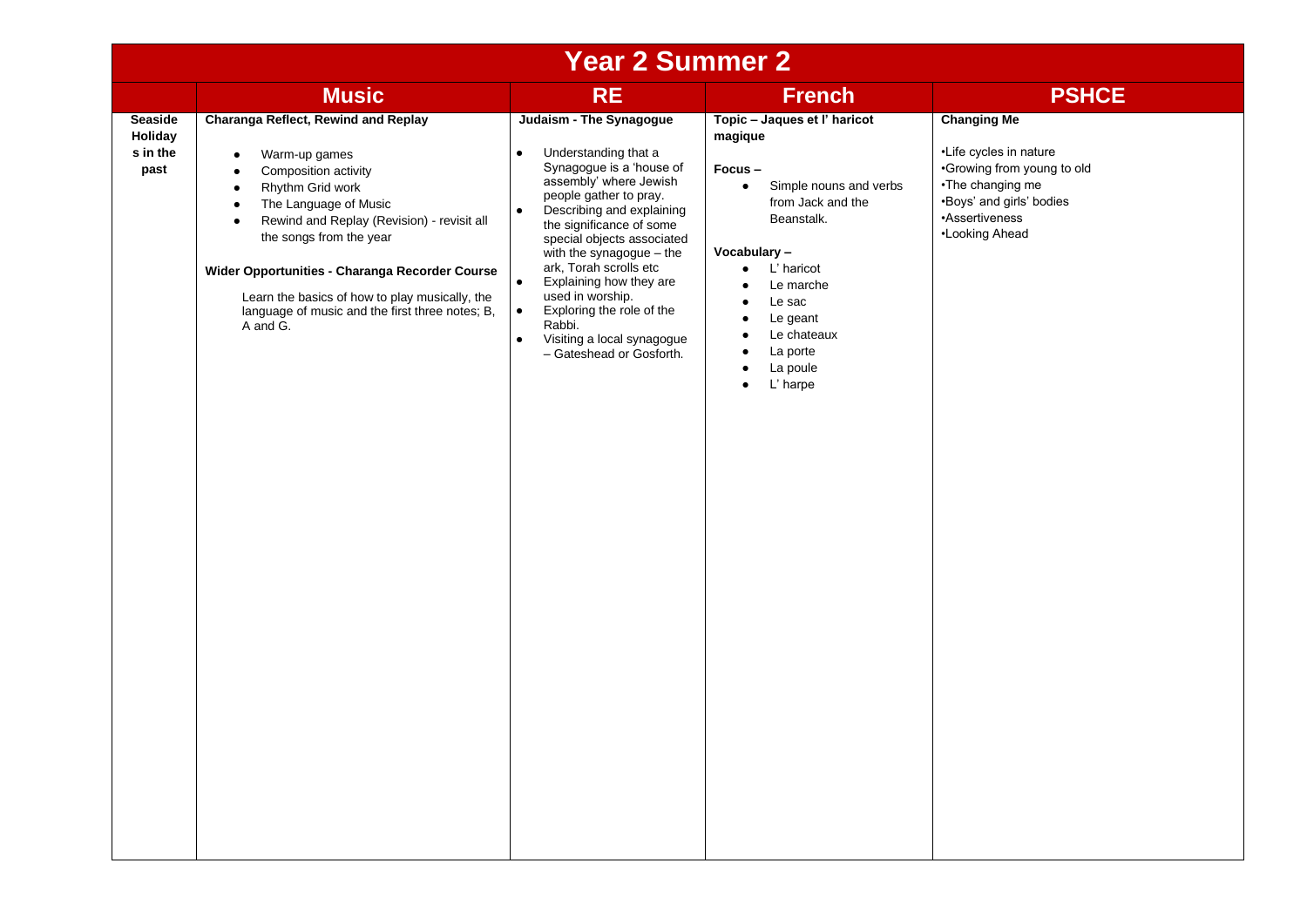# Year 2 Summer 2

| | Music | RE | French | PSHCE |
|---|---|---|---|---|
| **Seaside Holidays in the past** | **Charanga Reflect, Rewind and Replay**<br><br>• Warm-up games<br>• Composition activity<br>• Rhythm Grid work<br>• The Language of Music<br>• Rewind and Replay (Revision) - revisit all the songs from the year<br><br>**Wider Opportunities - Charanga Recorder Course**<br><br>Learn the basics of how to play musically, the language of music and the first three notes; B, A and G. | **Judaism - The Synagogue**<br><br>• Understanding that a Synagogue is a 'house of assembly' where Jewish people gather to pray.<br>• Describing and explaining the significance of some special objects associated with the synagogue – the ark, Torah scrolls etc<br>• Explaining how they are used in worship.<br>• Exploring the role of the Rabbi.<br>• Visiting a local synagogue – Gateshead or Gosforth. | **Topic – Jaques et l' haricot magique**<br><br>**Focus –**<br>• Simple nouns and verbs from Jack and the Beanstalk.<br><br>**Vocabulary –**<br>• L' haricot<br>• Le marche<br>• Le sac<br>• Le geant<br>• Le chateaux<br>• La porte<br>• La poule<br>• L' harpe | **Changing Me**<br><br>•Life cycles in nature<br>•Growing from young to old<br>•The changing me<br>•Boys' and girls' bodies<br>•Assertiveness<br>•Looking Ahead |